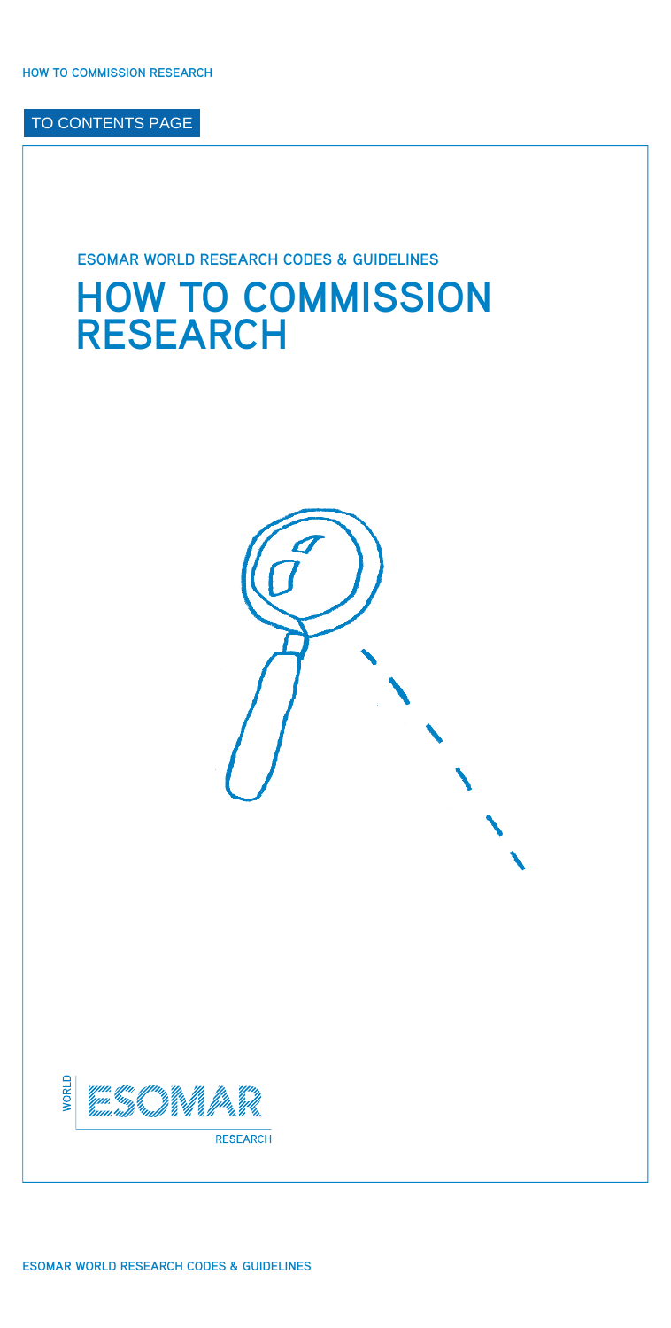TO CONTENTS PAGE

ESOMAR WORLD RESEARCH CODES & GUIDELINES

# HOW TO COMMISSION RESEARCH

WORLD ESOMAR RESEARCH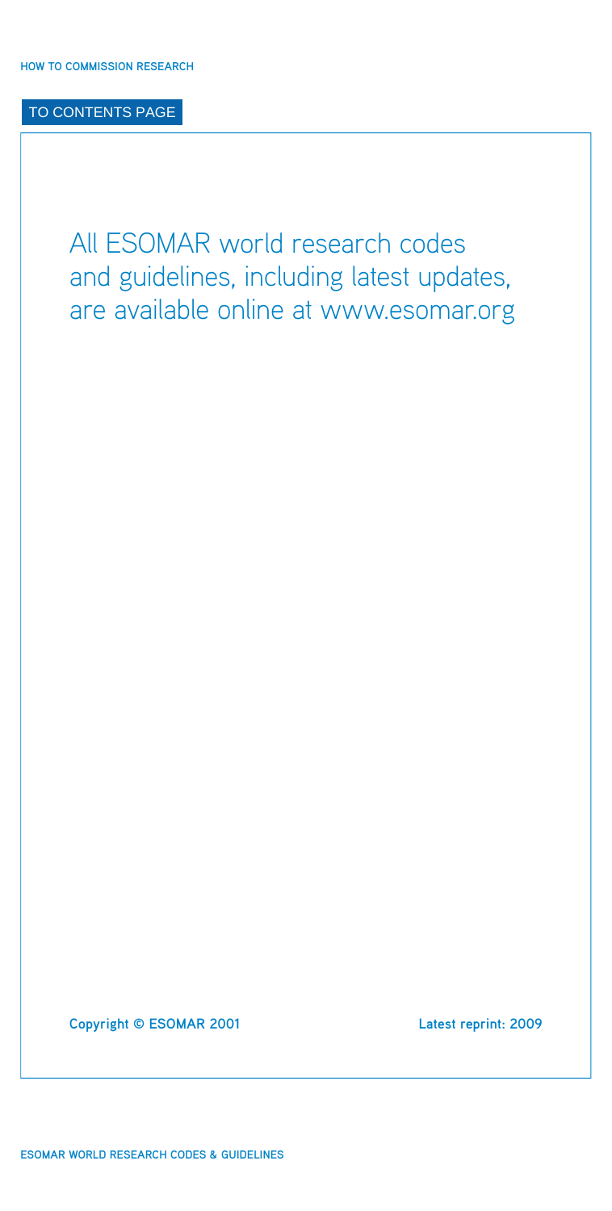All ESOMAR world research codes and guidelines, including latest updates, are available online at www.esomar.org

Copyright © ESOMAR 2001

Latest reprint: 2009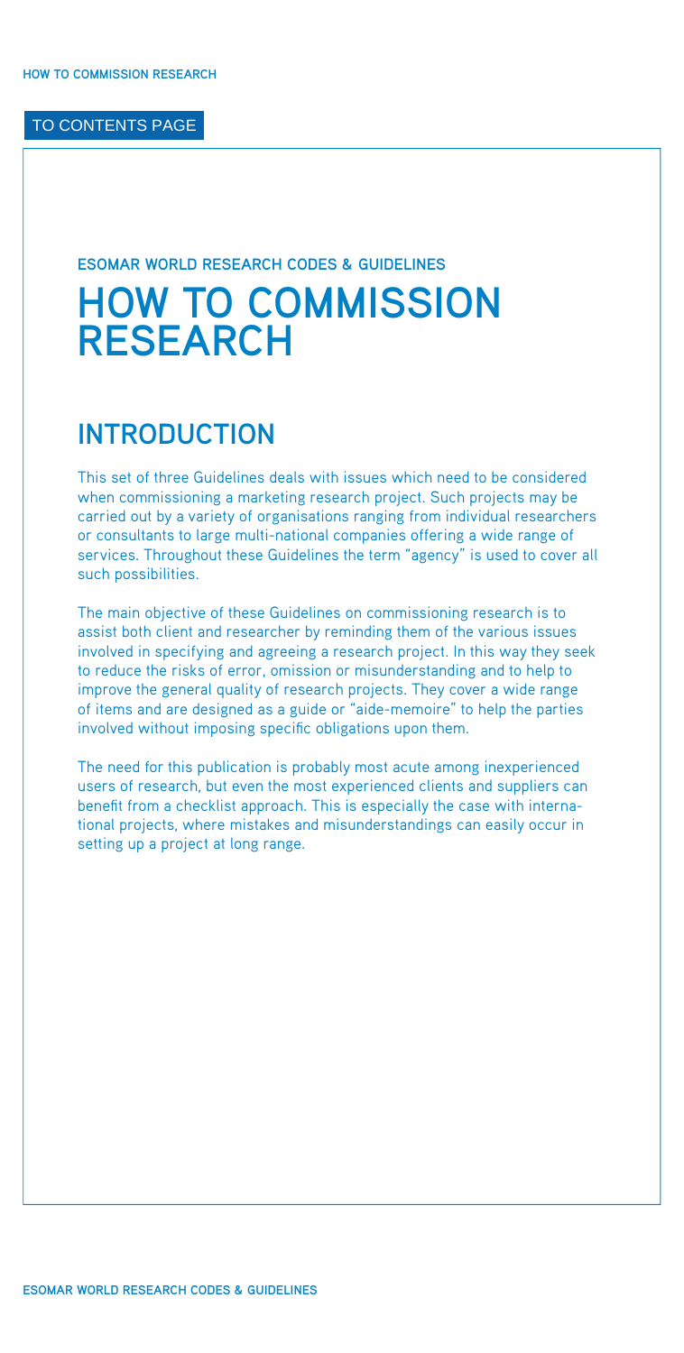ESOMAR WORLD RESEARCH CODES & GUIDELINES

# HOW TO COMMISSION RESEARCH

## INTRODUCTION

This set of three Guidelines deals with issues which need to be considered when commissioning a marketing research project. Such projects may be carried out by a variety of organisations ranging from individual researchers or consultants to large multi-national companies offering a wide range of services. Throughout these Guidelines the term "agency" is used to cover all such possibilities.

The main objective of these Guidelines on commissioning research is to assist both client and researcher by reminding them of the various issues involved in specifying and agreeing a research project. In this way they seek to reduce the risks of error, omission or misunderstanding and to help to improve the general quality of research projects. They cover a wide range of items and are designed as a guide or "aide-memoire" to help the parties involved without imposing specific obligations upon them.

The need for this publication is probably most acute among inexperienced users of research, but even the most experienced clients and suppliers can benefit from a checklist approach. This is especially the case with international projects, where mistakes and misunderstandings can easily occur in setting up a project at long range.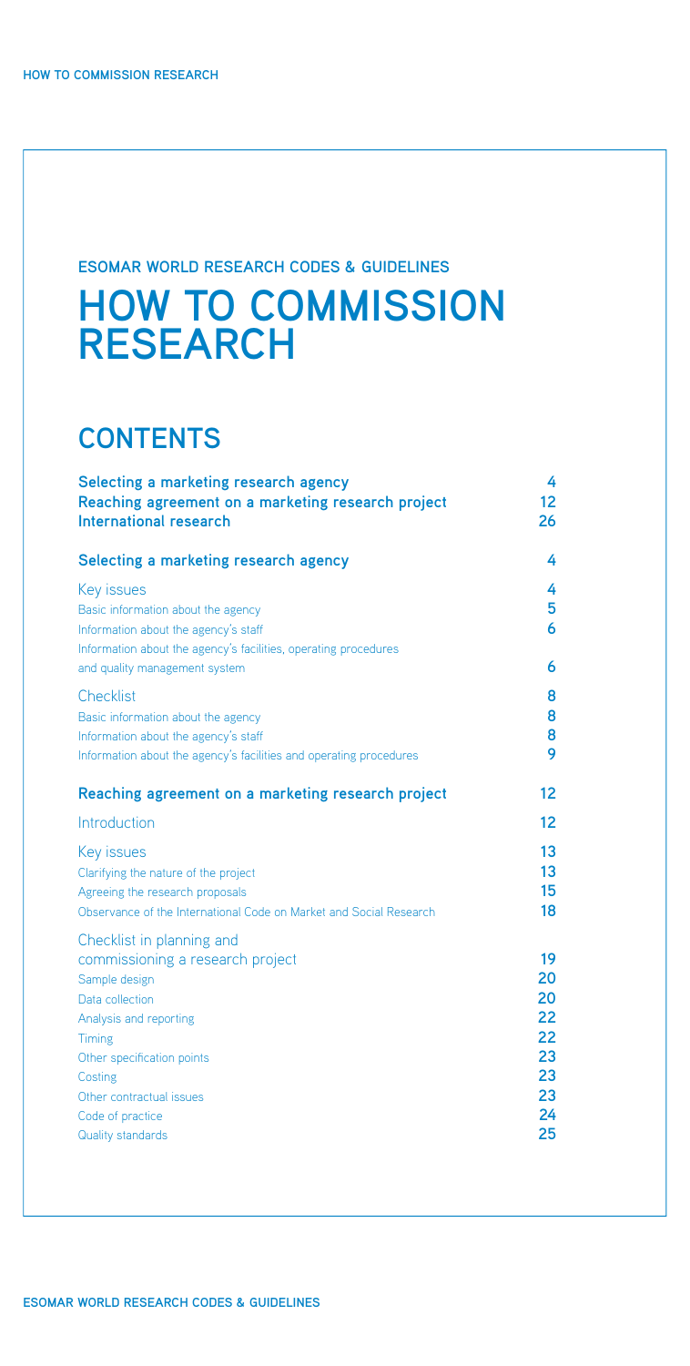**ESOMAR WORLD RESEARCH CODES & GUIDELINES**

# HOW TO COMMISSION RESEARCH

## CONTENTS

| | |
|---|---|
| **Selecting a marketing research agency** | **4** |
| **Reaching agreement on a marketing research project** | **12** |
| **International research** | **26** |
| | |
| **Selecting a marketing research agency** | **4** |
| Key issues | 4 |
| Basic information about the agency | 5 |
| Information about the agency's staff | 6 |
| Information about the agency's facilities, operating procedures and quality management system | 6 |
| Checklist | 8 |
| Basic information about the agency | 8 |
| Information about the agency's staff | 8 |
| Information about the agency's facilities and operating procedures | 9 |
| | |
| **Reaching agreement on a marketing research project** | **12** |
| Introduction | 12 |
| Key issues | 13 |
| Clarifying the nature of the project | 13 |
| Agreeing the research proposals | 15 |
| Observance of the International Code on Market and Social Research | 18 |
| Checklist in planning and commissioning a research project | 19 |
| Sample design | 20 |
| Data collection | 20 |
| Analysis and reporting | 22 |
| Timing | 22 |
| Other specification points | 23 |
| Costing | 23 |
| Other contractual issues | 23 |
| Code of practice | 24 |
| Quality standards | 25 |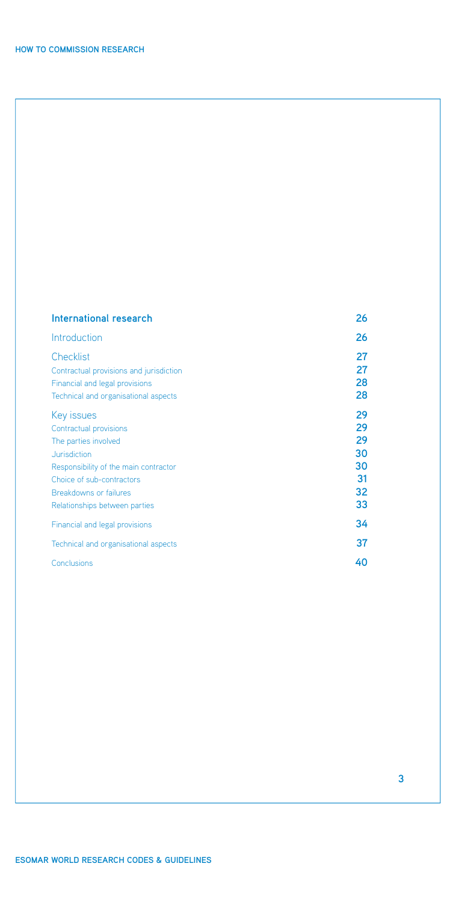| | |
|---|---|
| **International research** | **26** |
| Introduction | **26** |
| Checklist | **27** |
| Contractual provisions and jurisdiction | **27** |
| Financial and legal provisions | **28** |
| Technical and organisational aspects | **28** |
| Key issues | **29** |
| Contractual provisions | **29** |
| The parties involved | **29** |
| Jurisdiction | **30** |
| Responsibility of the main contractor | **30** |
| Choice of sub-contractors | **31** |
| Breakdowns or failures | **32** |
| Relationships between parties | **33** |
| Financial and legal provisions | **34** |
| Technical and organisational aspects | **37** |
| Conclusions | **40** |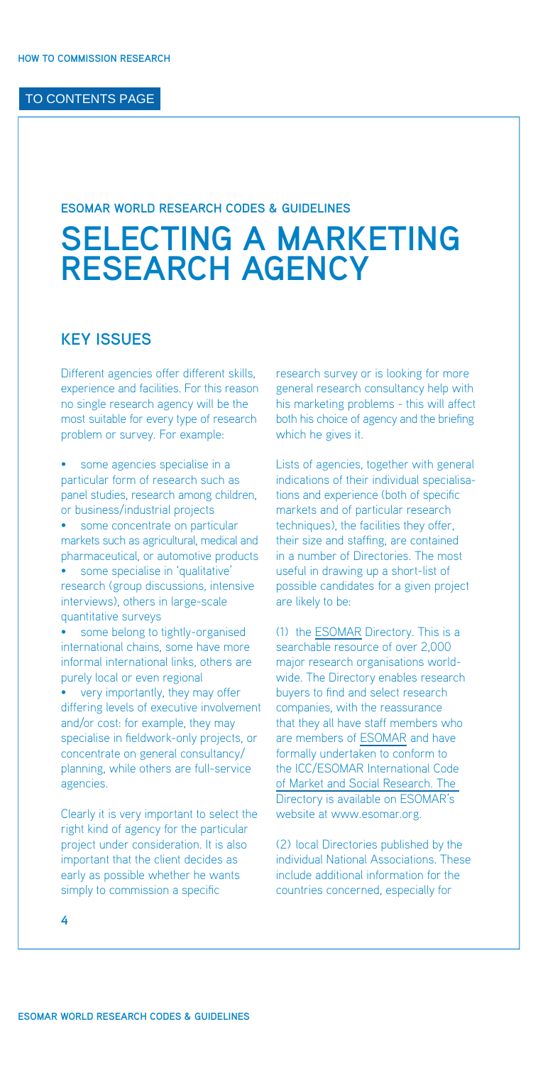# SELECTING A MARKETING RESEARCH AGENCY

## KEY ISSUES

Different agencies offer different skills, experience and facilities. For this reason no single research agency will be the most suitable for every type of research problem or survey. For example:

- some agencies specialise in a particular form of research such as panel studies, research among children, or business/industrial projects
- some concentrate on particular markets such as agricultural, medical and pharmaceutical, or automotive products
- some specialise in 'qualitative' research (group discussions, intensive interviews), others in large-scale quantitative surveys
- some belong to tightly-organised international chains, some have more informal international links, others are purely local or even regional
- very importantly, they may offer differing levels of executive involvement and/or cost: for example, they may specialise in fieldwork-only projects, or concentrate on general consultancy/ planning, while others are full-service agencies.

Clearly it is very important to select the right kind of agency for the particular project under consideration. It is also important that the client decides as early as possible whether he wants simply to commission a specific research survey or is looking for more general research consultancy help with his marketing problems - this will affect both his choice of agency and the briefing which he gives it.

Lists of agencies, together with general indications of their individual specialisations and experience (both of specific markets and of particular research techniques), the facilities they offer, their size and staffing, are contained in a number of Directories. The most useful in drawing up a short-list of possible candidates for a given project are likely to be:

(1) the ESOMAR Directory. This is a searchable resource of over 2,000 major research organisations worldwide. The Directory enables research buyers to find and select research companies, with the reassurance that they all have staff members who are members of ESOMAR and have formally undertaken to conform to the ICC/ESOMAR International Code of Market and Social Research. The Directory is available on ESOMAR's website at www.esomar.org.

(2) local Directories published by the individual National Associations. These include additional information for the countries concerned, especially for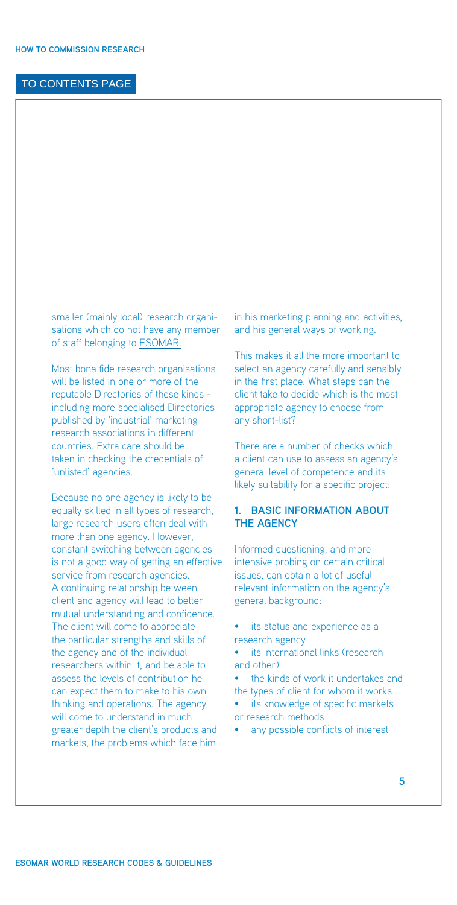smaller (mainly local) research organisations which do not have any member of staff belonging to ESOMAR.

Most bona fide research organisations will be listed in one or more of the reputable Directories of these kinds - including more specialised Directories published by 'industrial' marketing research associations in different countries. Extra care should be taken in checking the credentials of 'unlisted' agencies.

Because no one agency is likely to be equally skilled in all types of research, large research users often deal with more than one agency. However, constant switching between agencies is not a good way of getting an effective service from research agencies. A continuing relationship between client and agency will lead to better mutual understanding and confidence. The client will come to appreciate the particular strengths and skills of the agency and of the individual researchers within it, and be able to assess the levels of contribution he can expect them to make to his own thinking and operations. The agency will come to understand in much greater depth the client's products and markets, the problems which face him in his marketing planning and activities, and his general ways of working.

This makes it all the more important to select an agency carefully and sensibly in the first place. What steps can the client take to decide which is the most appropriate agency to choose from any short-list?

There are a number of checks which a client can use to assess an agency's general level of competence and its likely suitability for a specific project:

### 1. BASIC INFORMATION ABOUT THE AGENCY

Informed questioning, and more intensive probing on certain critical issues, can obtain a lot of useful relevant information on the agency's general background:

- its status and experience as a research agency
- its international links (research and other)
- the kinds of work it undertakes and the types of client for whom it works
- its knowledge of specific markets or research methods
- any possible conflicts of interest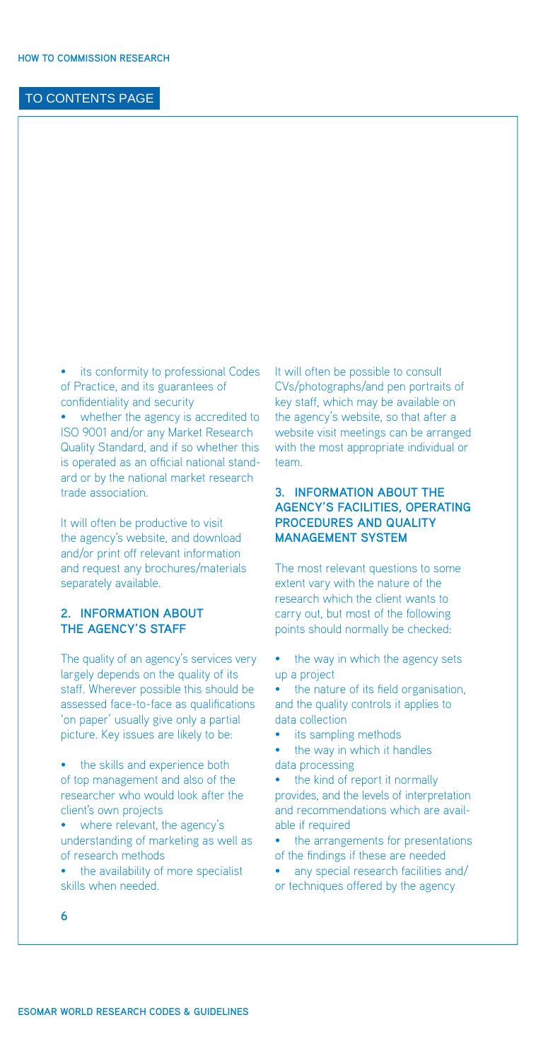- its conformity to professional Codes of Practice, and its guarantees of confidentiality and security
- whether the agency is accredited to ISO 9001 and/or any Market Research Quality Standard, and if so whether this is operated as an official national standard or by the national market research trade association.

It will often be productive to visit the agency's website, and download and/or print off relevant information and request any brochures/materials separately available.

## 2. INFORMATION ABOUT THE AGENCY'S STAFF

The quality of an agency's services very largely depends on the quality of its staff. Wherever possible this should be assessed face-to-face as qualifications 'on paper' usually give only a partial picture. Key issues are likely to be:

- the skills and experience both of top management and also of the researcher who would look after the client's own projects
- where relevant, the agency's understanding of marketing as well as of research methods
- the availability of more specialist skills when needed.

It will often be possible to consult CVs/photographs/and pen portraits of key staff, which may be available on the agency's website, so that after a website visit meetings can be arranged with the most appropriate individual or team.

## 3. INFORMATION ABOUT THE AGENCY'S FACILITIES, OPERATING PROCEDURES AND QUALITY MANAGEMENT SYSTEM

The most relevant questions to some extent vary with the nature of the research which the client wants to carry out, but most of the following points should normally be checked:

- the way in which the agency sets up a project
- the nature of its field organisation, and the quality controls it applies to data collection
- its sampling methods
- the way in which it handles data processing
- the kind of report it normally provides, and the levels of interpretation and recommendations which are available if required
- the arrangements for presentations of the findings if these are needed
- any special research facilities and/or techniques offered by the agency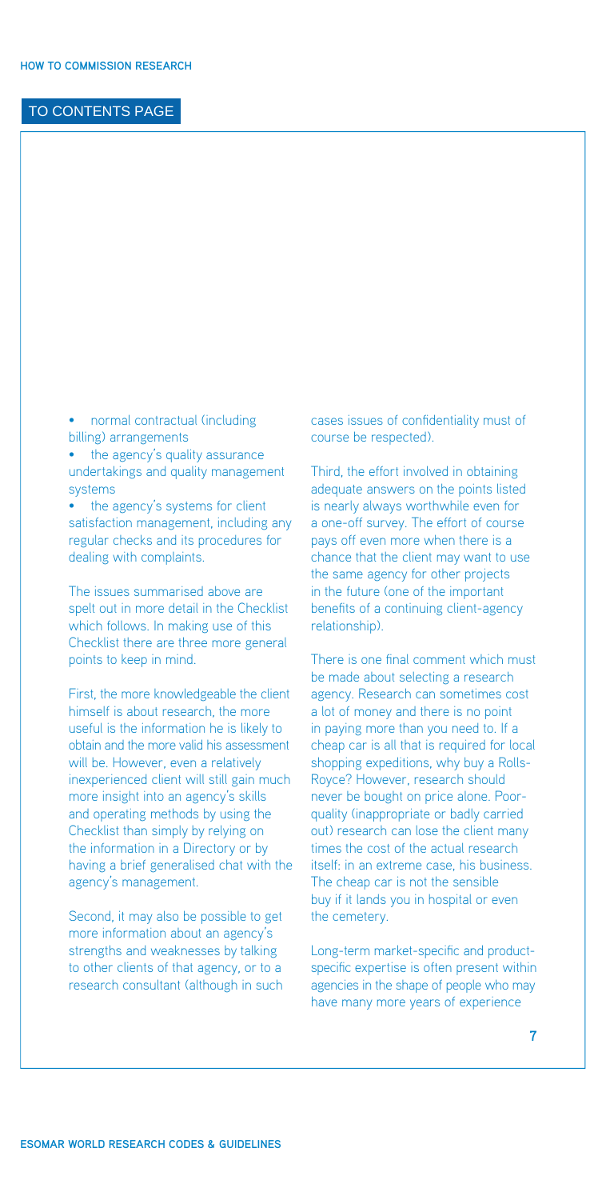- normal contractual (including billing) arrangements
- the agency's quality assurance undertakings and quality management systems
- the agency's systems for client satisfaction management, including any regular checks and its procedures for dealing with complaints.

The issues summarised above are spelt out in more detail in the Checklist which follows. In making use of this Checklist there are three more general points to keep in mind.

First, the more knowledgeable the client himself is about research, the more useful is the information he is likely to obtain and the more valid his assessment will be. However, even a relatively inexperienced client will still gain much more insight into an agency's skills and operating methods by using the Checklist than simply by relying on the information in a Directory or by having a brief generalised chat with the agency's management.

Second, it may also be possible to get more information about an agency's strengths and weaknesses by talking to other clients of that agency, or to a research consultant (although in such cases issues of confidentiality must of course be respected).

Third, the effort involved in obtaining adequate answers on the points listed is nearly always worthwhile even for a one-off survey. The effort of course pays off even more when there is a chance that the client may want to use the same agency for other projects in the future (one of the important benefits of a continuing client-agency relationship).

There is one final comment which must be made about selecting a research agency. Research can sometimes cost a lot of money and there is no point in paying more than you need to. If a cheap car is all that is required for local shopping expeditions, why buy a Rolls-Royce? However, research should never be bought on price alone. Poor-quality (inappropriate or badly carried out) research can lose the client many times the cost of the actual research itself: in an extreme case, his business. The cheap car is not the sensible buy if it lands you in hospital or even the cemetery.

Long-term market-specific and product-specific expertise is often present within agencies in the shape of people who may have many more years of experience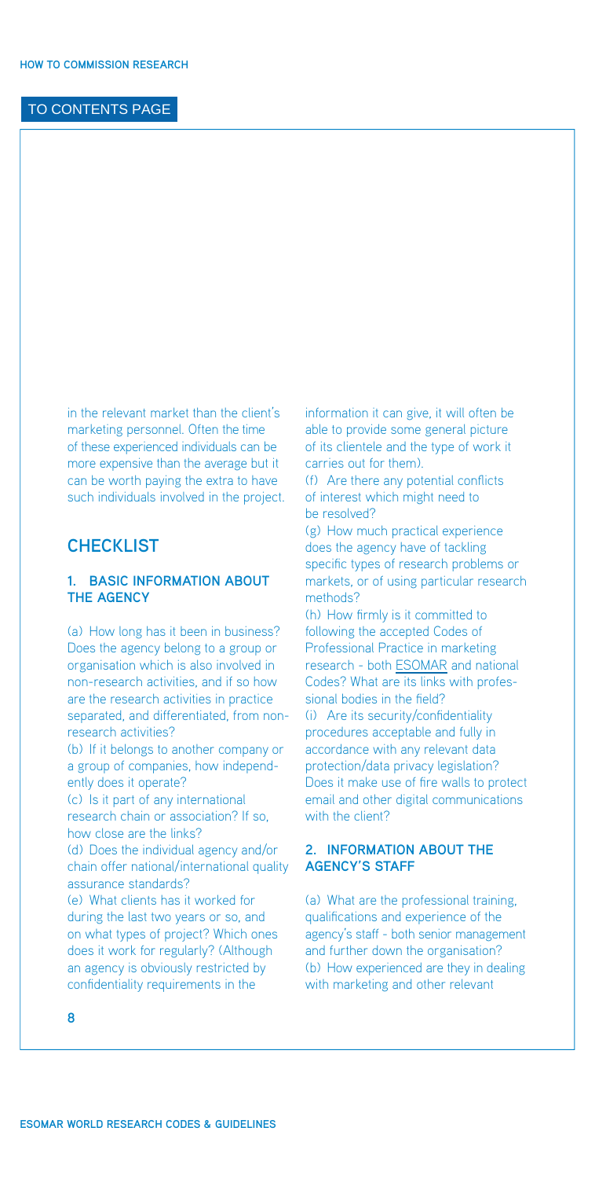in the relevant market than the client's marketing personnel. Often the time of these experienced individuals can be more expensive than the average but it can be worth paying the extra to have such individuals involved in the project.

## CHECKLIST

### 1. BASIC INFORMATION ABOUT THE AGENCY

(a) How long has it been in business? Does the agency belong to a group or organisation which is also involved in non-research activities, and if so how are the research activities in practice separated, and differentiated, from non-research activities?

(b) If it belongs to another company or a group of companies, how independently does it operate?

(c) Is it part of any international research chain or association? If so, how close are the links?

(d) Does the individual agency and/or chain offer national/international quality assurance standards?

(e) What clients has it worked for during the last two years or so, and on what types of project? Which ones does it work for regularly? (Although an agency is obviously restricted by confidentiality requirements in the information it can give, it will often be able to provide some general picture of its clientele and the type of work it carries out for them).

(f) Are there any potential conflicts of interest which might need to be resolved?

(g) How much practical experience does the agency have of tackling specific types of research problems or markets, or of using particular research methods?

(h) How firmly is it committed to following the accepted Codes of Professional Practice in marketing research - both ESOMAR and national Codes? What are its links with professional bodies in the field?

(i) Are its security/confidentiality procedures acceptable and fully in accordance with any relevant data protection/data privacy legislation? Does it make use of fire walls to protect email and other digital communications with the client?

### 2. INFORMATION ABOUT THE AGENCY'S STAFF

(a) What are the professional training, qualifications and experience of the agency's staff - both senior management and further down the organisation?

(b) How experienced are they in dealing with marketing and other relevant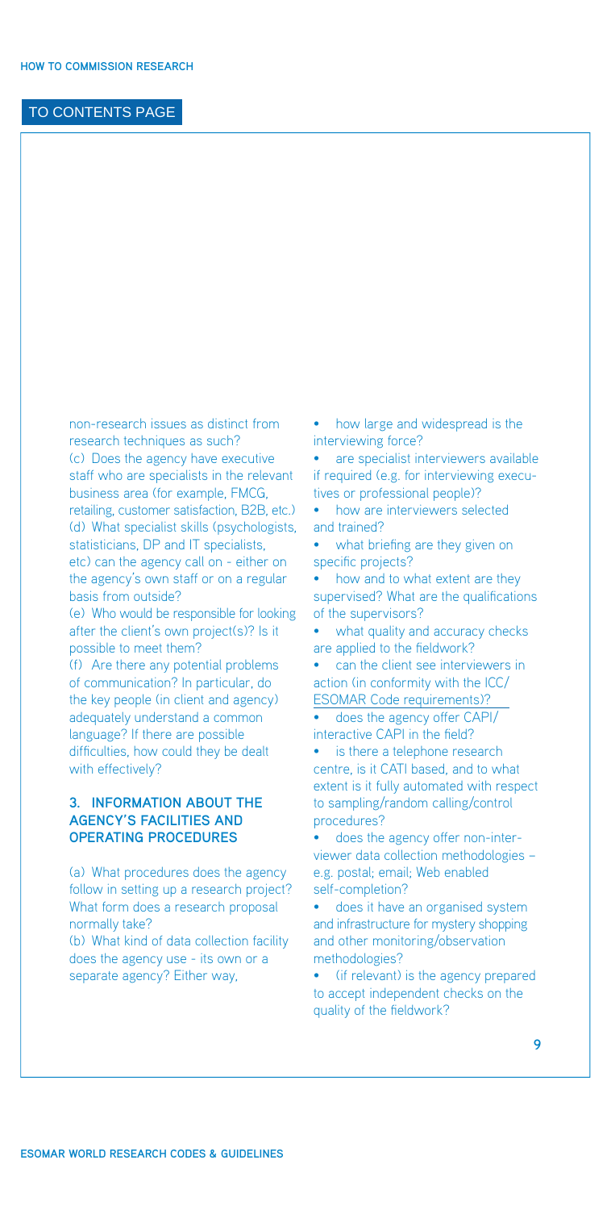non-research issues as distinct from research techniques as such?

(c) Does the agency have executive staff who are specialists in the relevant business area (for example, FMCG, retailing, customer satisfaction, B2B, etc.)

(d) What specialist skills (psychologists, statisticians, DP and IT specialists, etc) can the agency call on - either on the agency's own staff or on a regular basis from outside?

(e) Who would be responsible for looking after the client's own project(s)? Is it possible to meet them?

(f) Are there any potential problems of communication? In particular, do the key people (in client and agency) adequately understand a common language? If there are possible difficulties, how could they be dealt with effectively?

### 3. INFORMATION ABOUT THE AGENCY'S FACILITIES AND OPERATING PROCEDURES

(a) What procedures does the agency follow in setting up a research project? What form does a research proposal normally take?

(b) What kind of data collection facility does the agency use - its own or a separate agency? Either way,

- how large and widespread is the interviewing force?
- are specialist interviewers available if required (e.g. for interviewing executives or professional people)?
- how are interviewers selected and trained?
- what briefing are they given on specific projects?
- how and to what extent are they supervised? What are the qualifications of the supervisors?
- what quality and accuracy checks are applied to the fieldwork?
- can the client see interviewers in action (in conformity with the ICC/ESOMAR Code requirements)?
- does the agency offer CAPI/interactive CAPI in the field?
- is there a telephone research centre, is it CATI based, and to what extent is it fully automated with respect to sampling/random calling/control procedures?
- does the agency offer non-interviewer data collection methodologies – e.g. postal; email; Web enabled self-completion?
- does it have an organised system and infrastructure for mystery shopping and other monitoring/observation methodologies?
- (if relevant) is the agency prepared to accept independent checks on the quality of the fieldwork?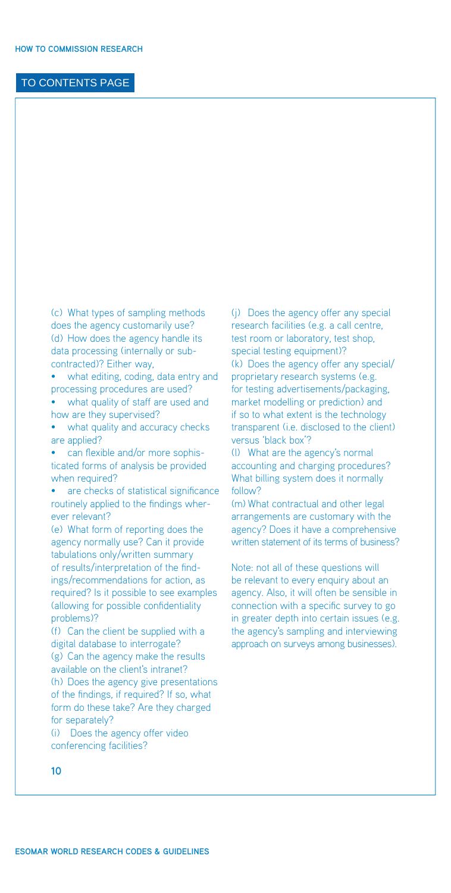(c) What types of sampling methods does the agency customarily use?

(d) How does the agency handle its data processing (internally or sub-contracted)? Either way,

- what editing, coding, data entry and processing procedures are used?
- what quality of staff are used and how are they supervised?
- what quality and accuracy checks are applied?
- can flexible and/or more sophisticated forms of analysis be provided when required?
- are checks of statistical significance routinely applied to the findings wherever relevant?

(e) What form of reporting does the agency normally use? Can it provide tabulations only/written summary of results/interpretation of the findings/recommendations for action, as required? Is it possible to see examples (allowing for possible confidentiality problems)?

(f) Can the client be supplied with a digital database to interrogate?

(g) Can the agency make the results available on the client's intranet?

(h) Does the agency give presentations of the findings, if required? If so, what form do these take? Are they charged for separately?

(i) Does the agency offer video conferencing facilities?

(j) Does the agency offer any special research facilities (e.g. a call centre, test room or laboratory, test shop, special testing equipment)?

(k) Does the agency offer any special/proprietary research systems (e.g. for testing advertisements/packaging, market modelling or prediction) and if so to what extent is the technology transparent (i.e. disclosed to the client) versus 'black box'?

(l) What are the agency's normal accounting and charging procedures? What billing system does it normally follow?

(m) What contractual and other legal arrangements are customary with the agency? Does it have a comprehensive written statement of its terms of business?

Note: not all of these questions will be relevant to every enquiry about an agency. Also, it will often be sensible in connection with a specific survey to go in greater depth into certain issues (e.g. the agency's sampling and interviewing approach on surveys among businesses).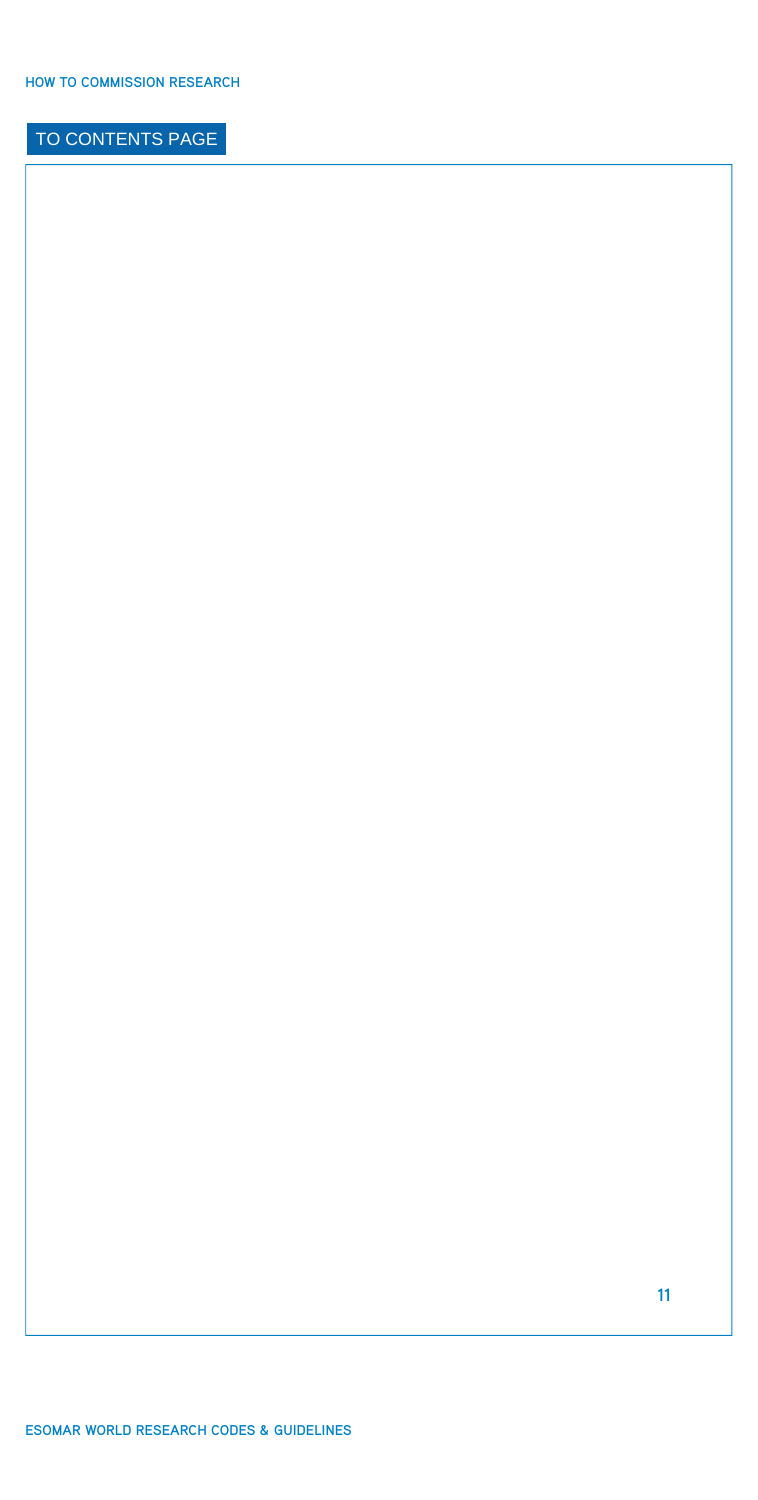TO CONTENTS PAGE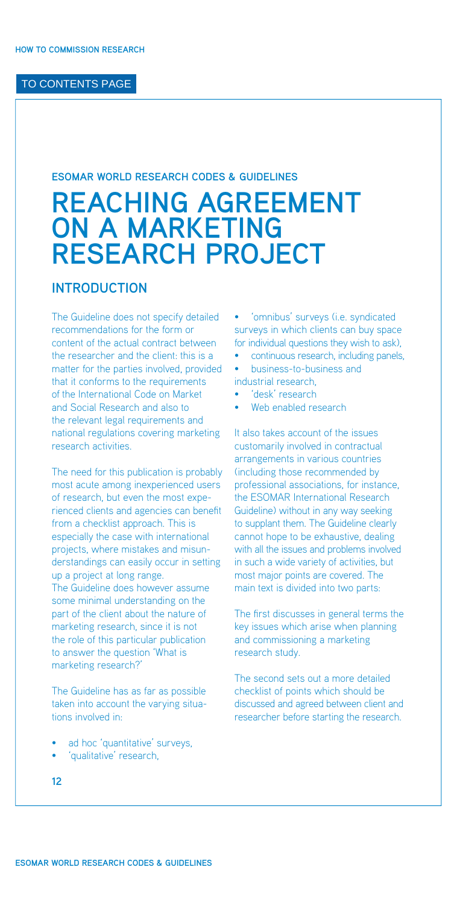ESOMAR WORLD RESEARCH CODES & GUIDELINES

# REACHING AGREEMENT ON A MARKETING RESEARCH PROJECT

## INTRODUCTION

The Guideline does not specify detailed recommendations for the form or content of the actual contract between the researcher and the client: this is a matter for the parties involved, provided that it conforms to the requirements of the International Code on Market and Social Research and also to the relevant legal requirements and national regulations covering marketing research activities.

The need for this publication is probably most acute among inexperienced users of research, but even the most experienced clients and agencies can benefit from a checklist approach. This is especially the case with international projects, where mistakes and misunderstandings can easily occur in setting up a project at long range.
The Guideline does however assume some minimal understanding on the part of the client about the nature of marketing research, since it is not the role of this particular publication to answer the question 'What is marketing research?'

The Guideline has as far as possible taken into account the varying situations involved in:

- ad hoc 'quantitative' surveys,
- 'qualitative' research,
- 'omnibus' surveys (i.e. syndicated surveys in which clients can buy space for individual questions they wish to ask),
- continuous research, including panels,
- business-to-business and industrial research,
- 'desk' research
- Web enabled research

It also takes account of the issues customarily involved in contractual arrangements in various countries (including those recommended by professional associations, for instance, the ESOMAR International Research Guideline) without in any way seeking to supplant them. The Guideline clearly cannot hope to be exhaustive, dealing with all the issues and problems involved in such a wide variety of activities, but most major points are covered. The main text is divided into two parts:

The first discusses in general terms the key issues which arise when planning and commissioning a marketing research study.

The second sets out a more detailed checklist of points which should be discussed and agreed between client and researcher before starting the research.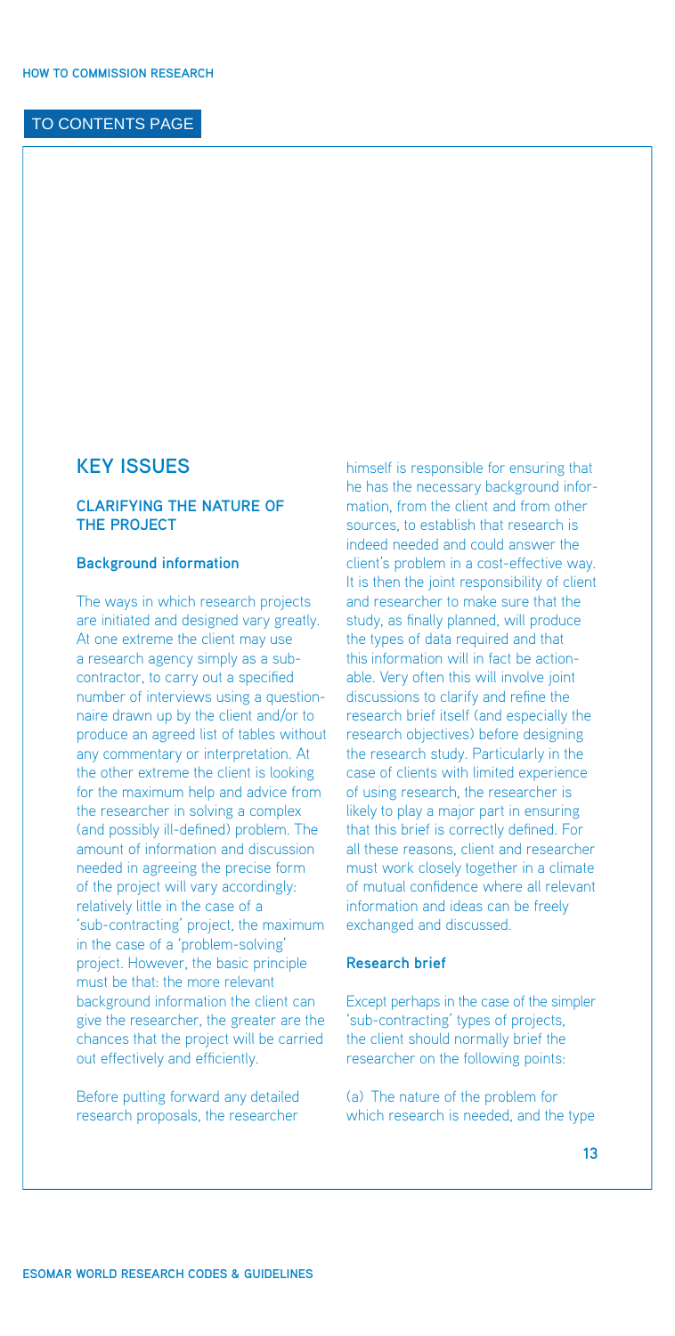## KEY ISSUES

### CLARIFYING THE NATURE OF THE PROJECT

#### Background information

The ways in which research projects are initiated and designed vary greatly. At one extreme the client may use a research agency simply as a sub-contractor, to carry out a specified number of interviews using a questionnaire drawn up by the client and/or to produce an agreed list of tables without any commentary or interpretation. At the other extreme the client is looking for the maximum help and advice from the researcher in solving a complex (and possibly ill-defined) problem. The amount of information and discussion needed in agreeing the precise form of the project will vary accordingly: relatively little in the case of a 'sub-contracting' project, the maximum in the case of a 'problem-solving' project. However, the basic principle must be that: the more relevant background information the client can give the researcher, the greater are the chances that the project will be carried out effectively and efficiently.

Before putting forward any detailed research proposals, the researcher himself is responsible for ensuring that he has the necessary background information, from the client and from other sources, to establish that research is indeed needed and could answer the client's problem in a cost-effective way. It is then the joint responsibility of client and researcher to make sure that the study, as finally planned, will produce the types of data required and that this information will in fact be actionable. Very often this will involve joint discussions to clarify and refine the research brief itself (and especially the research objectives) before designing the research study. Particularly in the case of clients with limited experience of using research, the researcher is likely to play a major part in ensuring that this brief is correctly defined. For all these reasons, client and researcher must work closely together in a climate of mutual confidence where all relevant information and ideas can be freely exchanged and discussed.

#### Research brief

Except perhaps in the case of the simpler 'sub-contracting' types of projects, the client should normally brief the researcher on the following points:

(a) The nature of the problem for which research is needed, and the type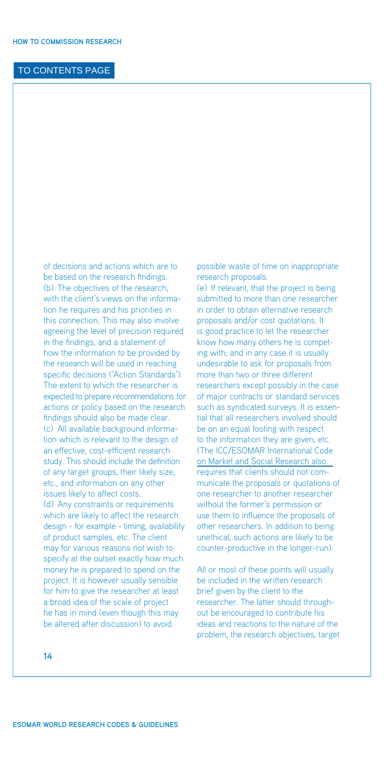of decisions and actions which are to be based on the research findings.

(b) The objectives of the research, with the client's views on the information he requires and his priorities in this connection. This may also involve agreeing the level of precision required in the findings, and a statement of how the information to be provided by the research will be used in reaching specific decisions ('Action Standards'). The extent to which the researcher is expected to prepare recommendations for actions or policy based on the research findings should also be made clear.

(c) All available background information which is relevant to the design of an effective, cost-efficient research study. This should include the definition of any target groups, their likely size, etc., and information on any other issues likely to affect costs.

(d) Any constraints or requirements which are likely to affect the research design - for example - timing, availability of product samples, etc. The client may for various reasons not wish to specify at the outset exactly how much money he is prepared to spend on the project. It is however usually sensible for him to give the researcher at least a broad idea of the scale of project he has in mind (even though this may be altered after discussion) to avoid possible waste of time on inappropriate research proposals.

(e) If relevant, that the project is being submitted to more than one researcher in order to obtain alternative research proposals and/or cost quotations. It is good practice to let the researcher know how many others he is competing with; and in any case it is usually undesirable to ask for proposals from more than two or three different researchers except possibly in the case of major contracts or standard services such as syndicated surveys. It is essential that all researchers involved should be on an equal footing with respect to the information they are given, etc. (The ICC/ESOMAR International Code on Market and Social Research also requires that clients should not communicate the proposals or quotations of one researcher to another researcher without the former's permission or use them to influence the proposals of other researchers. In addition to being unethical, such actions are likely to be counter-productive in the longer-run).

All or most of these points will usually be included in the written research brief given by the client to the researcher. The latter should throughout be encouraged to contribute his ideas and reactions to the nature of the problem, the research objectives, target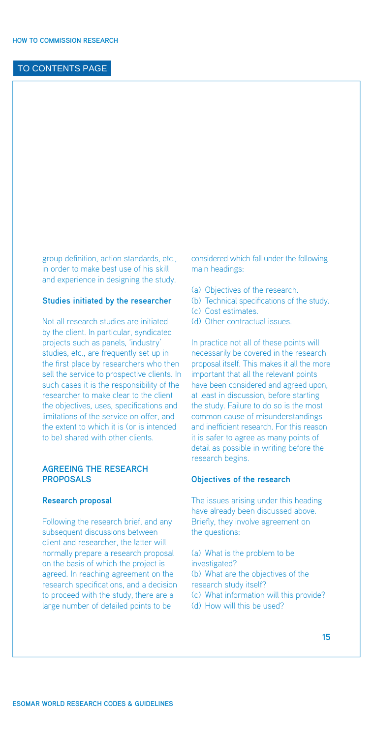group definition, action standards, etc., in order to make best use of his skill and experience in designing the study.

### Studies initiated by the researcher

Not all research studies are initiated by the client. In particular, syndicated projects such as panels, 'industry' studies, etc., are frequently set up in the first place by researchers who then sell the service to prospective clients. In such cases it is the responsibility of the researcher to make clear to the client the objectives, uses, specifications and limitations of the service on offer, and the extent to which it is (or is intended to be) shared with other clients.

## AGREEING THE RESEARCH PROPOSALS

### Research proposal

Following the research brief, and any subsequent discussions between client and researcher, the latter will normally prepare a research proposal on the basis of which the project is agreed. In reaching agreement on the research specifications, and a decision to proceed with the study, there are a large number of detailed points to be considered which fall under the following main headings:

(a) Objectives of the research.
(b) Technical specifications of the study.
(c) Cost estimates.
(d) Other contractual issues.

In practice not all of these points will necessarily be covered in the research proposal itself. This makes it all the more important that all the relevant points have been considered and agreed upon, at least in discussion, before starting the study. Failure to do so is the most common cause of misunderstandings and inefficient research. For this reason it is safer to agree as many points of detail as possible in writing before the research begins.

### Objectives of the research

The issues arising under this heading have already been discussed above. Briefly, they involve agreement on the questions:

(a) What is the problem to be investigated?
(b) What are the objectives of the research study itself?
(c) What information will this provide?
(d) How will this be used?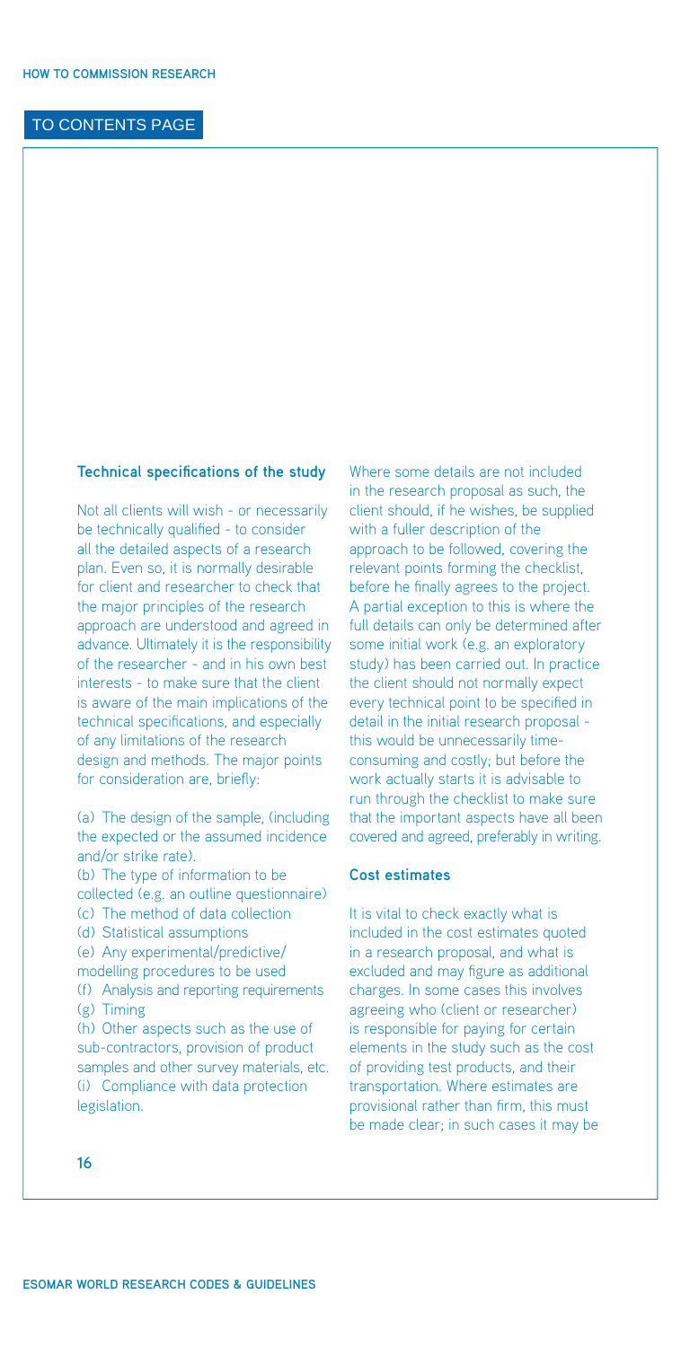### Technical specifications of the study

Not all clients will wish - or necessarily be technically qualified - to consider all the detailed aspects of a research plan. Even so, it is normally desirable for client and researcher to check that the major principles of the research approach are understood and agreed in advance. Ultimately it is the responsibility of the researcher - and in his own best interests - to make sure that the client is aware of the main implications of the technical specifications, and especially of any limitations of the research design and methods. The major points for consideration are, briefly:

(a) The design of the sample, (including the expected or the assumed incidence and/or strike rate).
(b) The type of information to be collected (e.g. an outline questionnaire)
(c) The method of data collection
(d) Statistical assumptions
(e) Any experimental/predictive/modelling procedures to be used
(f) Analysis and reporting requirements
(g) Timing
(h) Other aspects such as the use of sub-contractors, provision of product samples and other survey materials, etc.
(i) Compliance with data protection legislation.

Where some details are not included in the research proposal as such, the client should, if he wishes, be supplied with a fuller description of the approach to be followed, covering the relevant points forming the checklist, before he finally agrees to the project. A partial exception to this is where the full details can only be determined after some initial work (e.g. an exploratory study) has been carried out. In practice the client should not normally expect every technical point to be specified in detail in the initial research proposal - this would be unnecessarily time-consuming and costly; but before the work actually starts it is advisable to run through the checklist to make sure that the important aspects have all been covered and agreed, preferably in writing.

### Cost estimates

It is vital to check exactly what is included in the cost estimates quoted in a research proposal, and what is excluded and may figure as additional charges. In some cases this involves agreeing who (client or researcher) is responsible for paying for certain elements in the study such as the cost of providing test products, and their transportation. Where estimates are provisional rather than firm, this must be made clear; in such cases it may be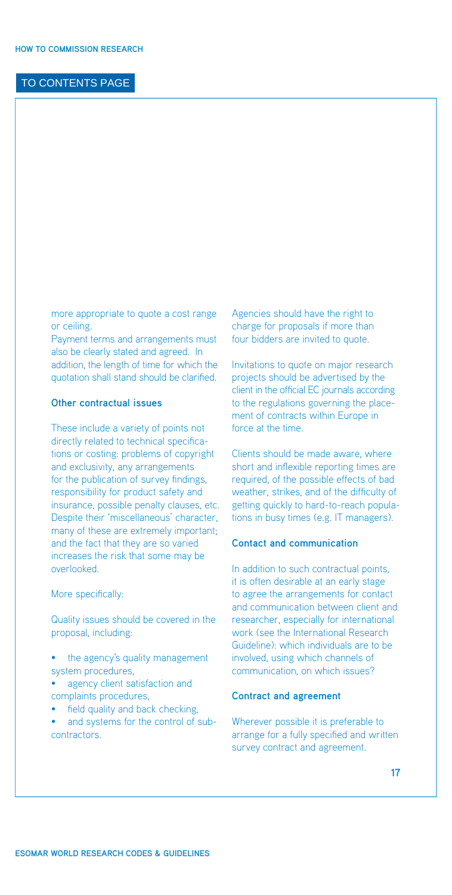more appropriate to quote a cost range or ceiling.

Payment terms and arrangements must also be clearly stated and agreed. In addition, the length of time for which the quotation shall stand should be clarified.

### Other contractual issues

These include a variety of points not directly related to technical specifications or costing: problems of copyright and exclusivity, any arrangements for the publication of survey findings, responsibility for product safety and insurance, possible penalty clauses, etc. Despite their 'miscellaneous' character, many of these are extremely important; and the fact that they are so varied increases the risk that some may be overlooked.

More specifically:

Quality issues should be covered in the proposal, including:

- the agency's quality management system procedures,
- agency client satisfaction and complaints procedures,
- field quality and back checking,
- and systems for the control of sub-contractors.

Agencies should have the right to charge for proposals if more than four bidders are invited to quote.

Invitations to quote on major research projects should be advertised by the client in the official EC journals according to the regulations governing the placement of contracts within Europe in force at the time.

Clients should be made aware, where short and inflexible reporting times are required, of the possible effects of bad weather, strikes, and of the difficulty of getting quickly to hard-to-reach populations in busy times (e.g. IT managers).

### Contact and communication

In addition to such contractual points, it is often desirable at an early stage to agree the arrangements for contact and communication between client and researcher, especially for international work (see the International Research Guideline): which individuals are to be involved, using which channels of communication, on which issues?

### Contract and agreement

Wherever possible it is preferable to arrange for a fully specified and written survey contract and agreement.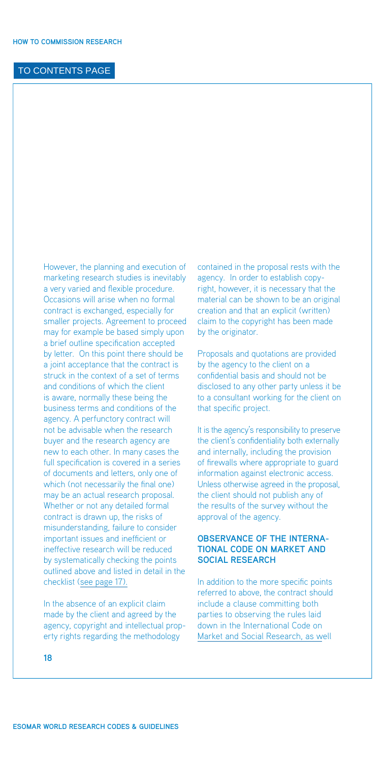However, the planning and execution of marketing research studies is inevitably a very varied and flexible procedure. Occasions will arise when no formal contract is exchanged, especially for smaller projects. Agreement to proceed may for example be based simply upon a brief outline specification accepted by letter. On this point there should be a joint acceptance that the contract is struck in the context of a set of terms and conditions of which the client is aware, normally these being the business terms and conditions of the agency. A perfunctory contract will not be advisable when the research buyer and the research agency are new to each other. In many cases the full specification is covered in a series of documents and letters, only one of which (not necessarily the final one) may be an actual research proposal. Whether or not any detailed formal contract is drawn up, the risks of misunderstanding, failure to consider important issues and inefficient or ineffective research will be reduced by systematically checking the points outlined above and listed in detail in the checklist (see page 17).

In the absence of an explicit claim made by the client and agreed by the agency, copyright and intellectual property rights regarding the methodology contained in the proposal rests with the agency. In order to establish copyright, however, it is necessary that the material can be shown to be an original creation and that an explicit (written) claim to the copyright has been made by the originator.

Proposals and quotations are provided by the agency to the client on a confidential basis and should not be disclosed to any other party unless it be to a consultant working for the client on that specific project.

It is the agency's responsibility to preserve the client's confidentiality both externally and internally, including the provision of firewalls where appropriate to guard information against electronic access. Unless otherwise agreed in the proposal, the client should not publish any of the results of the survey without the approval of the agency.

## OBSERVANCE OF THE INTERNATIONAL CODE ON MARKET AND SOCIAL RESEARCH

In addition to the more specific points referred to above, the contract should include a clause committing both parties to observing the rules laid down in the International Code on Market and Social Research, as well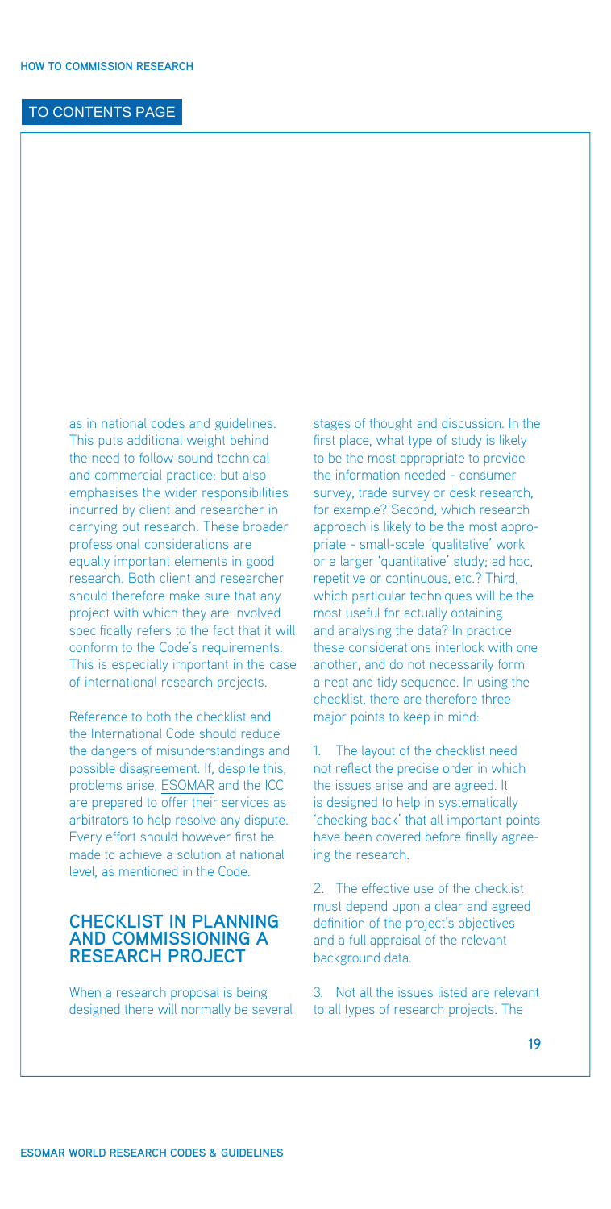as in national codes and guidelines. This puts additional weight behind the need to follow sound technical and commercial practice; but also emphasises the wider responsibilities incurred by client and researcher in carrying out research. These broader professional considerations are equally important elements in good research. Both client and researcher should therefore make sure that any project with which they are involved specifically refers to the fact that it will conform to the Code's requirements. This is especially important in the case of international research projects.

Reference to both the checklist and the International Code should reduce the dangers of misunderstandings and possible disagreement. If, despite this, problems arise, ESOMAR and the ICC are prepared to offer their services as arbitrators to help resolve any dispute. Every effort should however first be made to achieve a solution at national level, as mentioned in the Code.

## CHECKLIST IN PLANNING AND COMMISSIONING A RESEARCH PROJECT

When a research proposal is being designed there will normally be several stages of thought and discussion. In the first place, what type of study is likely to be the most appropriate to provide the information needed - consumer survey, trade survey or desk research, for example? Second, which research approach is likely to be the most appropriate - small-scale 'qualitative' work or a larger 'quantitative' study; ad hoc, repetitive or continuous, etc.? Third, which particular techniques will be the most useful for actually obtaining and analysing the data? In practice these considerations interlock with one another, and do not necessarily form a neat and tidy sequence. In using the checklist, there are therefore three major points to keep in mind:

1. The layout of the checklist need not reflect the precise order in which the issues arise and are agreed. It is designed to help in systematically 'checking back' that all important points have been covered before finally agreeing the research.

2. The effective use of the checklist must depend upon a clear and agreed definition of the project's objectives and a full appraisal of the relevant background data.

3. Not all the issues listed are relevant to all types of research projects. The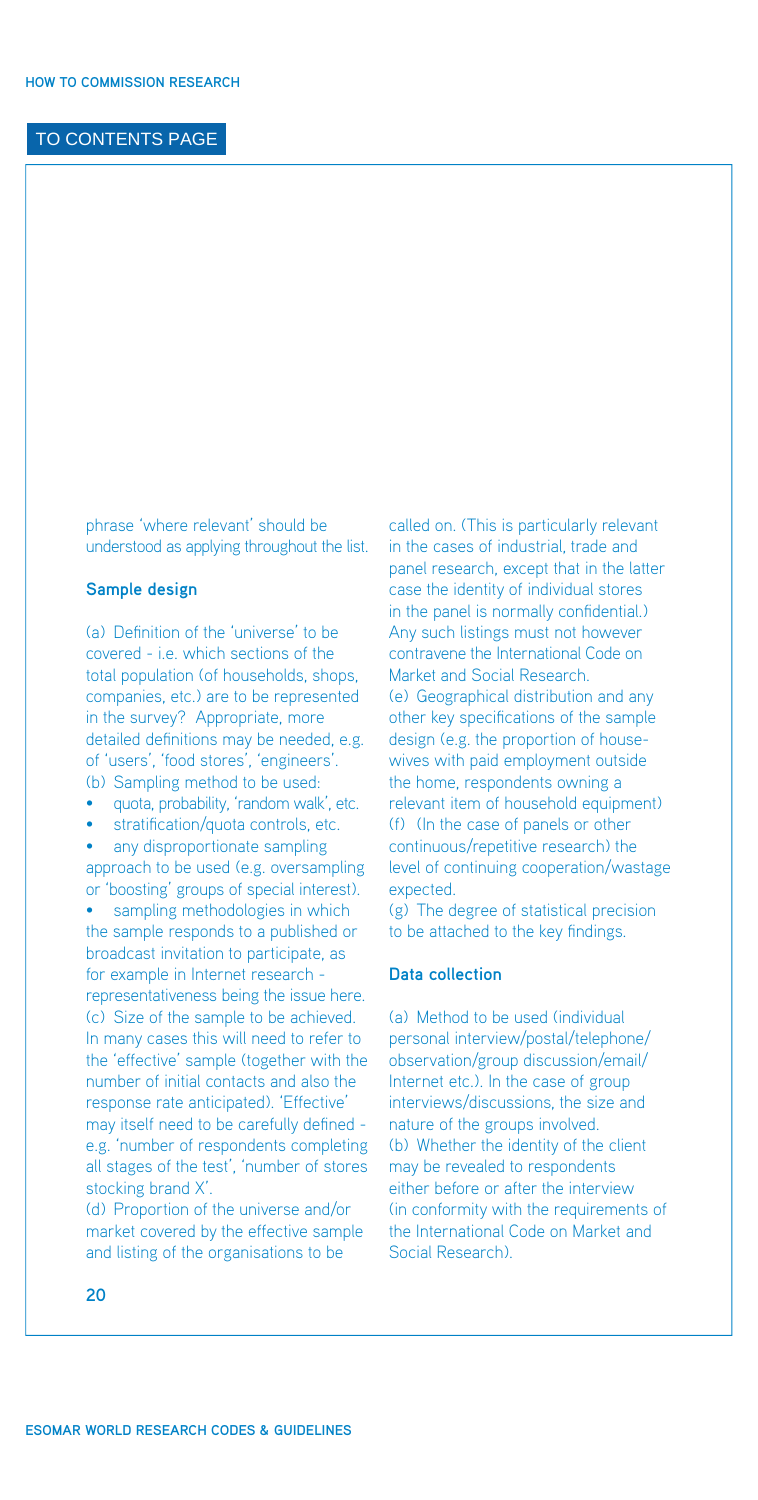phrase 'where relevant' should be understood as applying throughout the list.

**Sample design**

(a) Definition of the 'universe' to be covered - i.e. which sections of the total population (of households, shops, companies, etc.) are to be represented in the survey? Appropriate, more detailed definitions may be needed, e.g. of 'users', 'food stores', 'engineers'.

(b) Sampling method to be used:

- quota, probability, 'random walk', etc.
- stratification/quota controls, etc.
- any disproportionate sampling approach to be used (e.g. oversampling or 'boosting' groups of special interest).
- sampling methodologies in which the sample responds to a published or broadcast invitation to participate, as for example in Internet research - representativeness being the issue here.

(c) Size of the sample to be achieved. In many cases this will need to refer to the 'effective' sample (together with the number of initial contacts and also the response rate anticipated). 'Effective' may itself need to be carefully defined - e.g. 'number of respondents completing all stages of the test', 'number of stores stocking brand X'.

(d) Proportion of the universe and/or market covered by the effective sample and listing of the organisations to be called on. (This is particularly relevant in the cases of industrial, trade and panel research, except that in the latter case the identity of individual stores in the panel is normally confidential.) Any such listings must not however contravene the International Code on Market and Social Research.

(e) Geographical distribution and any other key specifications of the sample design (e.g. the proportion of housewives with paid employment outside the home, respondents owning a relevant item of household equipment)

(f) (In the case of panels or other continuous/repetitive research) the level of continuing cooperation/wastage expected.

(g) The degree of statistical precision to be attached to the key findings.

**Data collection**

(a) Method to be used (individual personal interview/postal/telephone/observation/group discussion/email/Internet etc.). In the case of group interviews/discussions, the size and nature of the groups involved.

(b) Whether the identity of the client may be revealed to respondents either before or after the interview (in conformity with the requirements of the International Code on Market and Social Research).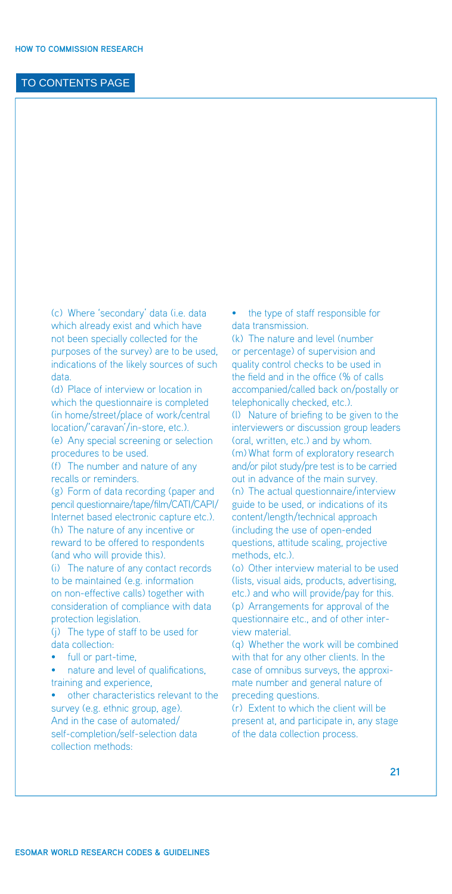(c) Where 'secondary' data (i.e. data which already exist and which have not been specially collected for the purposes of the survey) are to be used, indications of the likely sources of such data.

(d) Place of interview or location in which the questionnaire is completed (in home/street/place of work/central location/'caravan'/in-store, etc.).

(e) Any special screening or selection procedures to be used.

(f) The number and nature of any recalls or reminders.

(g) Form of data recording (paper and pencil questionnaire/tape/film/CATI/CAPI/Internet based electronic capture etc.).

(h) The nature of any incentive or reward to be offered to respondents (and who will provide this).

(i) The nature of any contact records to be maintained (e.g. information on non-effective calls) together with consideration of compliance with data protection legislation.

(j) The type of staff to be used for data collection:

- full or part-time,
- nature and level of qualifications, training and experience,
- other characteristics relevant to the survey (e.g. ethnic group, age).

And in the case of automated/self-completion/self-selection data collection methods:

- the type of staff responsible for data transmission.

(k) The nature and level (number or percentage) of supervision and quality control checks to be used in the field and in the office (% of calls accompanied/called back on/postally or telephonically checked, etc.).

(l) Nature of briefing to be given to the interviewers or discussion group leaders (oral, written, etc.) and by whom.

(m) What form of exploratory research and/or pilot study/pre test is to be carried out in advance of the main survey.

(n) The actual questionnaire/interview guide to be used, or indications of its content/length/technical approach (including the use of open-ended questions, attitude scaling, projective methods, etc.).

(o) Other interview material to be used (lists, visual aids, products, advertising, etc.) and who will provide/pay for this.

(p) Arrangements for approval of the questionnaire etc., and of other interview material.

(q) Whether the work will be combined with that for any other clients. In the case of omnibus surveys, the approximate number and general nature of preceding questions.

(r) Extent to which the client will be present at, and participate in, any stage of the data collection process.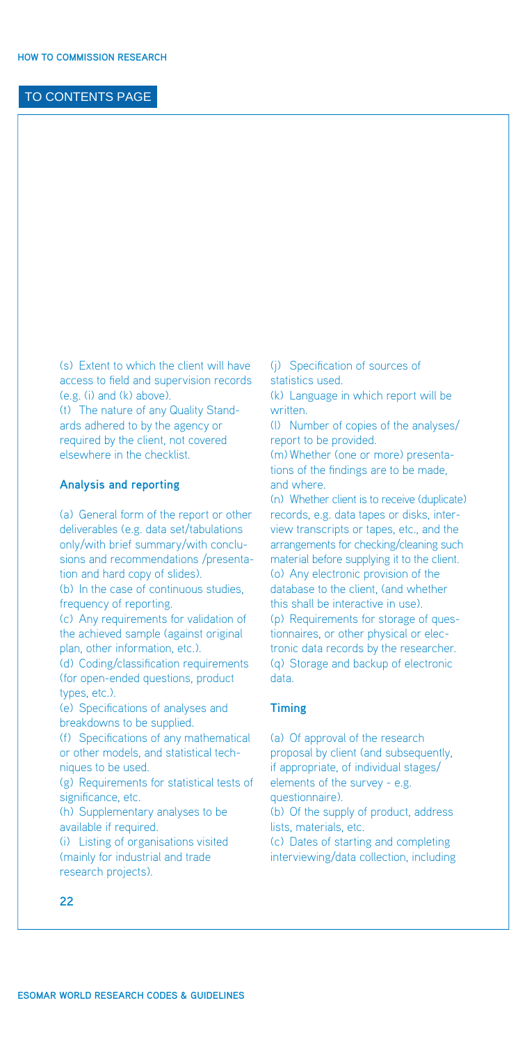(s) Extent to which the client will have access to field and supervision records (e.g. (i) and (k) above).
(t) The nature of any Quality Standards adhered to by the agency or required by the client, not covered elsewhere in the checklist.

**Analysis and reporting**

(a) General form of the report or other deliverables (e.g. data set/tabulations only/with brief summary/with conclusions and recommendations /presentation and hard copy of slides).
(b) In the case of continuous studies, frequency of reporting.
(c) Any requirements for validation of the achieved sample (against original plan, other information, etc.).
(d) Coding/classification requirements (for open-ended questions, product types, etc.).
(e) Specifications of analyses and breakdowns to be supplied.
(f) Specifications of any mathematical or other models, and statistical techniques to be used.
(g) Requirements for statistical tests of significance, etc.
(h) Supplementary analyses to be available if required.
(i) Listing of organisations visited (mainly for industrial and trade research projects).
(j) Specification of sources of statistics used.
(k) Language in which report will be written.
(l) Number of copies of the analyses/report to be provided.
(m) Whether (one or more) presentations of the findings are to be made, and where.
(n) Whether client is to receive (duplicate) records, e.g. data tapes or disks, interview transcripts or tapes, etc., and the arrangements for checking/cleaning such material before supplying it to the client.
(o) Any electronic provision of the database to the client, (and whether this shall be interactive in use).
(p) Requirements for storage of questionnaires, or other physical or electronic data records by the researcher.
(q) Storage and backup of electronic data.

**Timing**

(a) Of approval of the research proposal by client (and subsequently, if appropriate, of individual stages/elements of the survey - e.g. questionnaire).
(b) Of the supply of product, address lists, materials, etc.
(c) Dates of starting and completing interviewing/data collection, including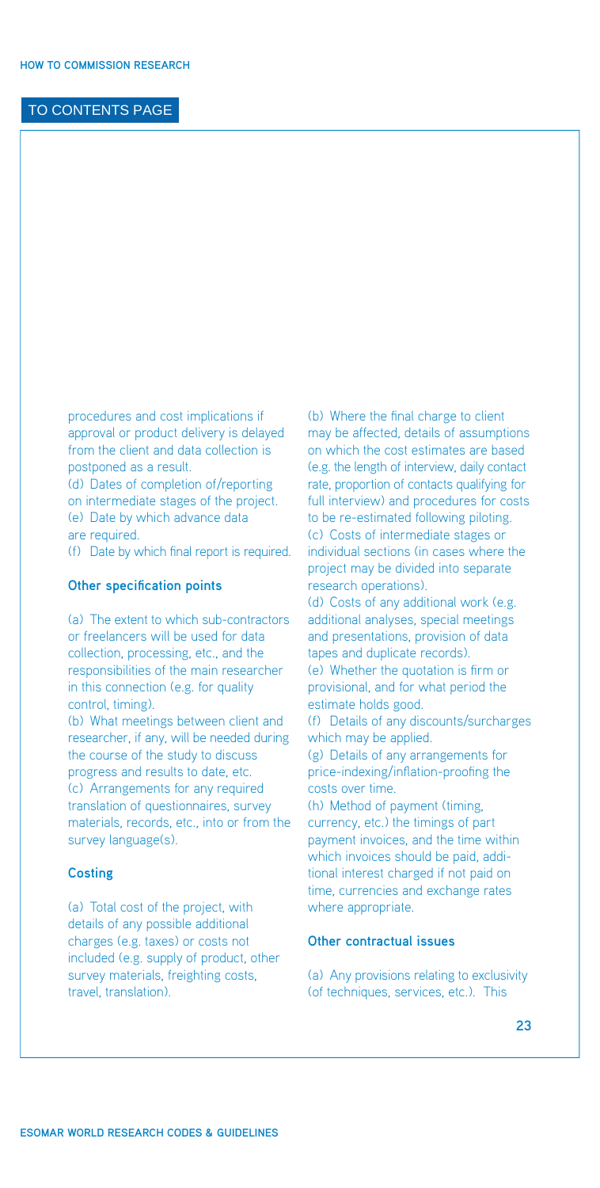procedures and cost implications if approval or product delivery is delayed from the client and data collection is postponed as a result.

(d) Dates of completion of/reporting on intermediate stages of the project.

(e) Date by which advance data are required.

(f) Date by which final report is required.

### Other specification points

(a) The extent to which sub-contractors or freelancers will be used for data collection, processing, etc., and the responsibilities of the main researcher in this connection (e.g. for quality control, timing).

(b) What meetings between client and researcher, if any, will be needed during the course of the study to discuss progress and results to date, etc.

(c) Arrangements for any required translation of questionnaires, survey materials, records, etc., into or from the survey language(s).

### Costing

(a) Total cost of the project, with details of any possible additional charges (e.g. taxes) or costs not included (e.g. supply of product, other survey materials, freighting costs, travel, translation).

(b) Where the final charge to client may be affected, details of assumptions on which the cost estimates are based (e.g. the length of interview, daily contact rate, proportion of contacts qualifying for full interview) and procedures for costs to be re-estimated following piloting.

(c) Costs of intermediate stages or individual sections (in cases where the project may be divided into separate research operations).

(d) Costs of any additional work (e.g. additional analyses, special meetings and presentations, provision of data tapes and duplicate records).

(e) Whether the quotation is firm or provisional, and for what period the estimate holds good.

(f) Details of any discounts/surcharges which may be applied.

(g) Details of any arrangements for price-indexing/inflation-proofing the costs over time.

(h) Method of payment (timing, currency, etc.) the timings of part payment invoices, and the time within which invoices should be paid, additional interest charged if not paid on time, currencies and exchange rates where appropriate.

### Other contractual issues

(a) Any provisions relating to exclusivity (of techniques, services, etc.). This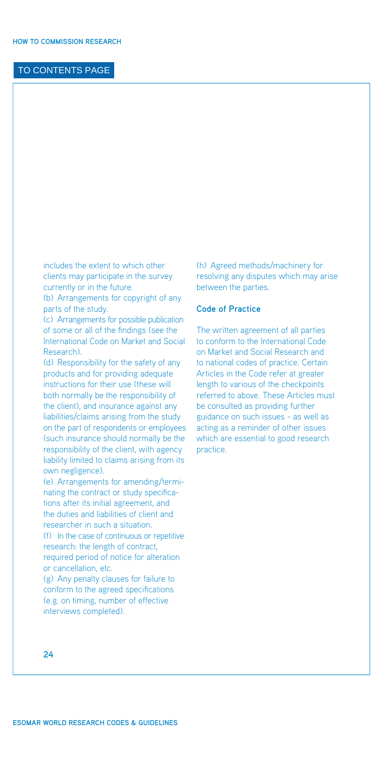includes the extent to which other clients may participate in the survey currently or in the future.

(b) Arrangements for copyright of any parts of the study.

(c) Arrangements for possible publication of some or all of the findings (see the International Code on Market and Social Research).

(d) Responsibility for the safety of any products and for providing adequate instructions for their use (these will both normally be the responsibility of the client), and insurance against any liabilities/claims arising from the study on the part of respondents or employees (such insurance should normally be the responsibility of the client, with agency liability limited to claims arising from its own negligence).

(e) Arrangements for amending/terminating the contract or study specifications after its initial agreement, and the duties and liabilities of client and researcher in such a situation.

(f) In the case of continuous or repetitive research: the length of contract, required period of notice for alteration or cancellation, etc.

(g) Any penalty clauses for failure to conform to the agreed specifications (e.g. on timing, number of effective interviews completed).

(h) Agreed methods/machinery for resolving any disputes which may arise between the parties.

**Code of Practice**

The written agreement of all parties to conform to the International Code on Market and Social Research and to national codes of practice. Certain Articles in the Code refer at greater length to various of the checkpoints referred to above. These Articles must be consulted as providing further guidance on such issues - as well as acting as a reminder of other issues which are essential to good research practice.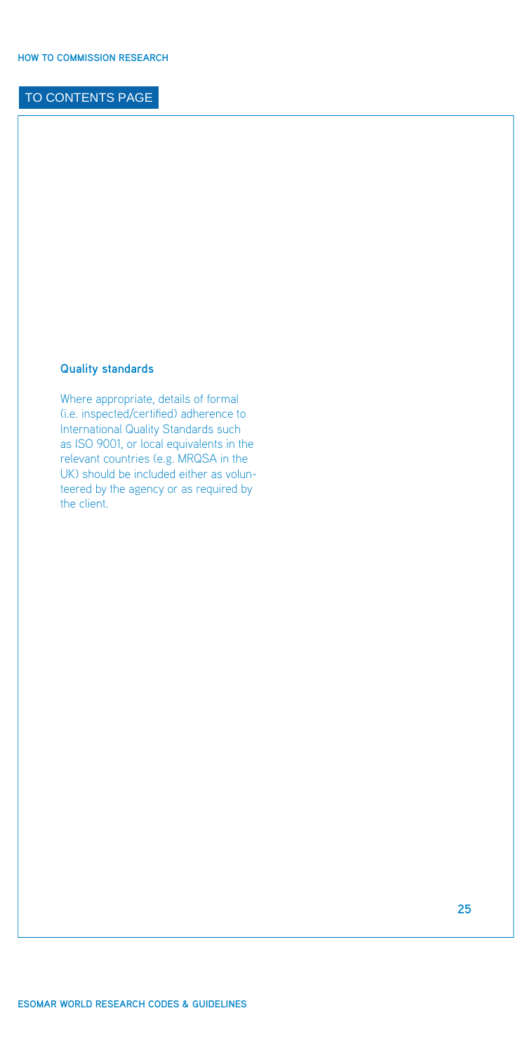### Quality standards

Where appropriate, details of formal (i.e. inspected/certified) adherence to International Quality Standards such as ISO 9001, or local equivalents in the relevant countries (e.g. MRQSA in the UK) should be included either as volunteered by the agency or as required by the client.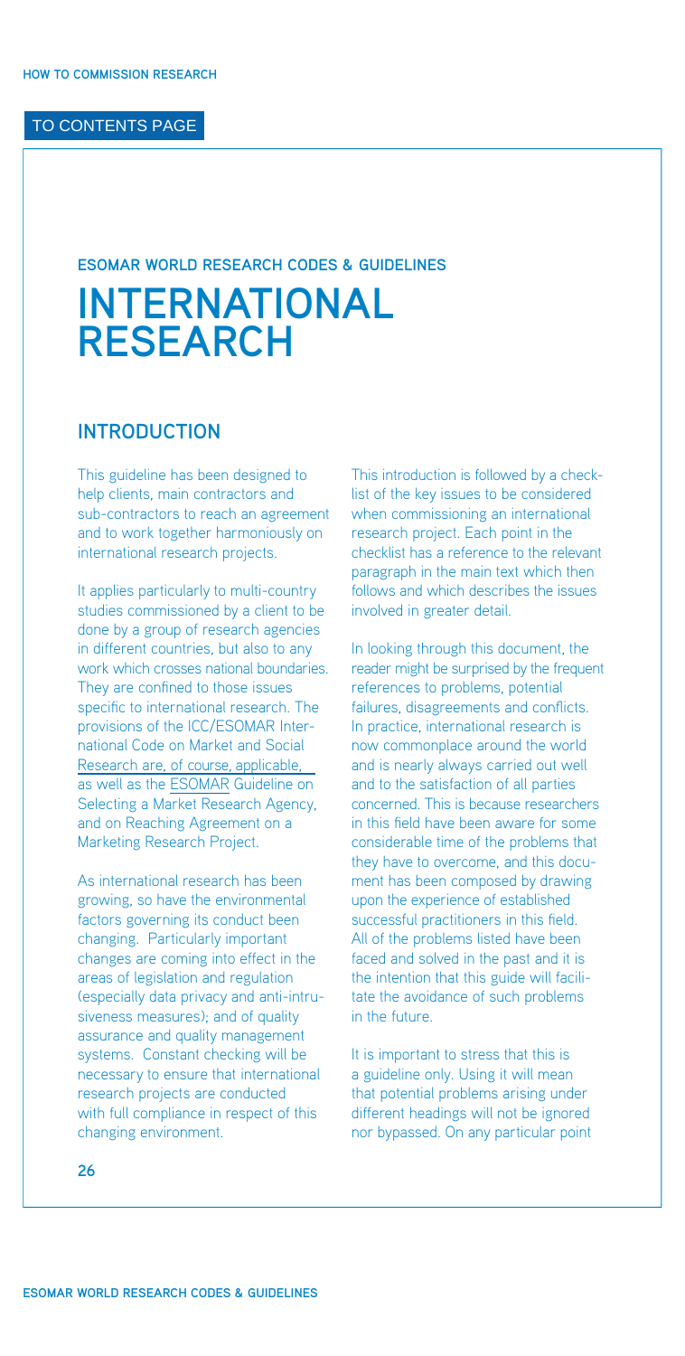## ESOMAR WORLD RESEARCH CODES & GUIDELINES

# INTERNATIONAL RESEARCH

## INTRODUCTION

This guideline has been designed to help clients, main contractors and sub-contractors to reach an agreement and to work together harmoniously on international research projects.

It applies particularly to multi-country studies commissioned by a client to be done by a group of research agencies in different countries, but also to any work which crosses national boundaries. They are confined to those issues specific to international research. The provisions of the ICC/ESOMAR International Code on Market and Social Research are, of course, applicable, as well as the ESOMAR Guideline on Selecting a Market Research Agency, and on Reaching Agreement on a Marketing Research Project.

As international research has been growing, so have the environmental factors governing its conduct been changing. Particularly important changes are coming into effect in the areas of legislation and regulation (especially data privacy and anti-intrusiveness measures); and of quality assurance and quality management systems. Constant checking will be necessary to ensure that international research projects are conducted with full compliance in respect of this changing environment.

This introduction is followed by a checklist of the key issues to be considered when commissioning an international research project. Each point in the checklist has a reference to the relevant paragraph in the main text which then follows and which describes the issues involved in greater detail.

In looking through this document, the reader might be surprised by the frequent references to problems, potential failures, disagreements and conflicts. In practice, international research is now commonplace around the world and is nearly always carried out well and to the satisfaction of all parties concerned. This is because researchers in this field have been aware for some considerable time of the problems that they have to overcome, and this document has been composed by drawing upon the experience of established successful practitioners in this field. All of the problems listed have been faced and solved in the past and it is the intention that this guide will facilitate the avoidance of such problems in the future.

It is important to stress that this is a guideline only. Using it will mean that potential problems arising under different headings will not be ignored nor bypassed. On any particular point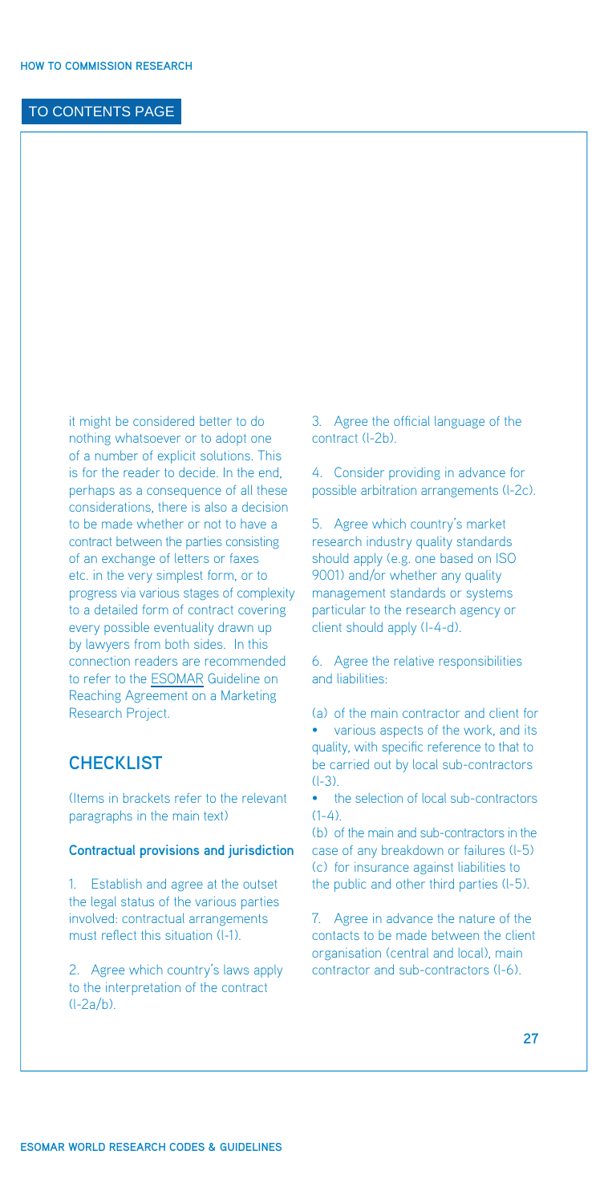it might be considered better to do nothing whatsoever or to adopt one of a number of explicit solutions. This is for the reader to decide. In the end, perhaps as a consequence of all these considerations, there is also a decision to be made whether or not to have a contract between the parties consisting of an exchange of letters or faxes etc. in the very simplest form, or to progress via various stages of complexity to a detailed form of contract covering every possible eventuality drawn up by lawyers from both sides. In this connection readers are recommended to refer to the ESOMAR Guideline on Reaching Agreement on a Marketing Research Project.

## CHECKLIST

(Items in brackets refer to the relevant paragraphs in the main text)

**Contractual provisions and jurisdiction**

1. Establish and agree at the outset the legal status of the various parties involved: contractual arrangements must reflect this situation (I-1).

2. Agree which country's laws apply to the interpretation of the contract (I-2a/b).

3. Agree the official language of the contract (I-2b).

4. Consider providing in advance for possible arbitration arrangements (I-2c).

5. Agree which country's market research industry quality standards should apply (e.g. one based on ISO 9001) and/or whether any quality management standards or systems particular to the research agency or client should apply (I-4-d).

6. Agree the relative responsibilities and liabilities:

(a) of the main contractor and client for
- various aspects of the work, and its quality, with specific reference to that to be carried out by local sub-contractors (I-3).
- the selection of local sub-contractors (1-4).

(b) of the main and sub-contractors in the case of any breakdown or failures (I-5)

(c) for insurance against liabilities to the public and other third parties (I-5).

7. Agree in advance the nature of the contacts to be made between the client organisation (central and local), main contractor and sub-contractors (I-6).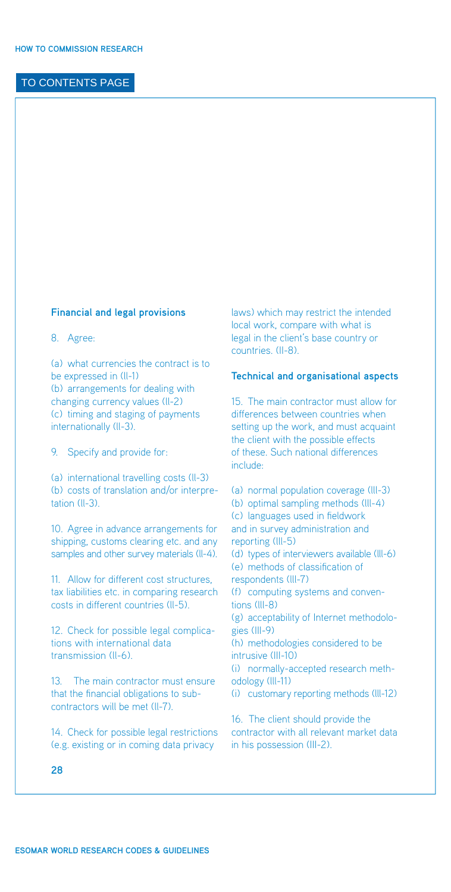### Financial and legal provisions

8. Agree:

(a) what currencies the contract is to be expressed in (II-1)
(b) arrangements for dealing with changing currency values (II-2)
(c) timing and staging of payments internationally (II-3).

9. Specify and provide for:

(a) international travelling costs (II-3)
(b) costs of translation and/or interpretation (II-3).

10. Agree in advance arrangements for shipping, customs clearing etc. and any samples and other survey materials (II-4).

11. Allow for different cost structures, tax liabilities etc. in comparing research costs in different countries (II-5).

12. Check for possible legal complications with international data transmission (II-6).

13. The main contractor must ensure that the financial obligations to subcontractors will be met (II-7).

14. Check for possible legal restrictions (e.g. existing or in coming data privacy laws) which may restrict the intended local work, compare with what is legal in the client's base country or countries. (II-8).

### Technical and organisational aspects

15. The main contractor must allow for differences between countries when setting up the work, and must acquaint the client with the possible effects of these. Such national differences include:

(a) normal population coverage (III-3)
(b) optimal sampling methods (III-4)
(c) languages used in fieldwork and in survey administration and reporting (III-5)
(d) types of interviewers available (III-6)
(e) methods of classification of respondents (III-7)
(f) computing systems and conventions (III-8)
(g) acceptability of Internet methodologies (III-9)
(h) methodologies considered to be intrusive (III-10)
(i) normally-accepted research methodology (III-11)
(i) customary reporting methods (III-12)

16. The client should provide the contractor with all relevant market data in his possession (III-2).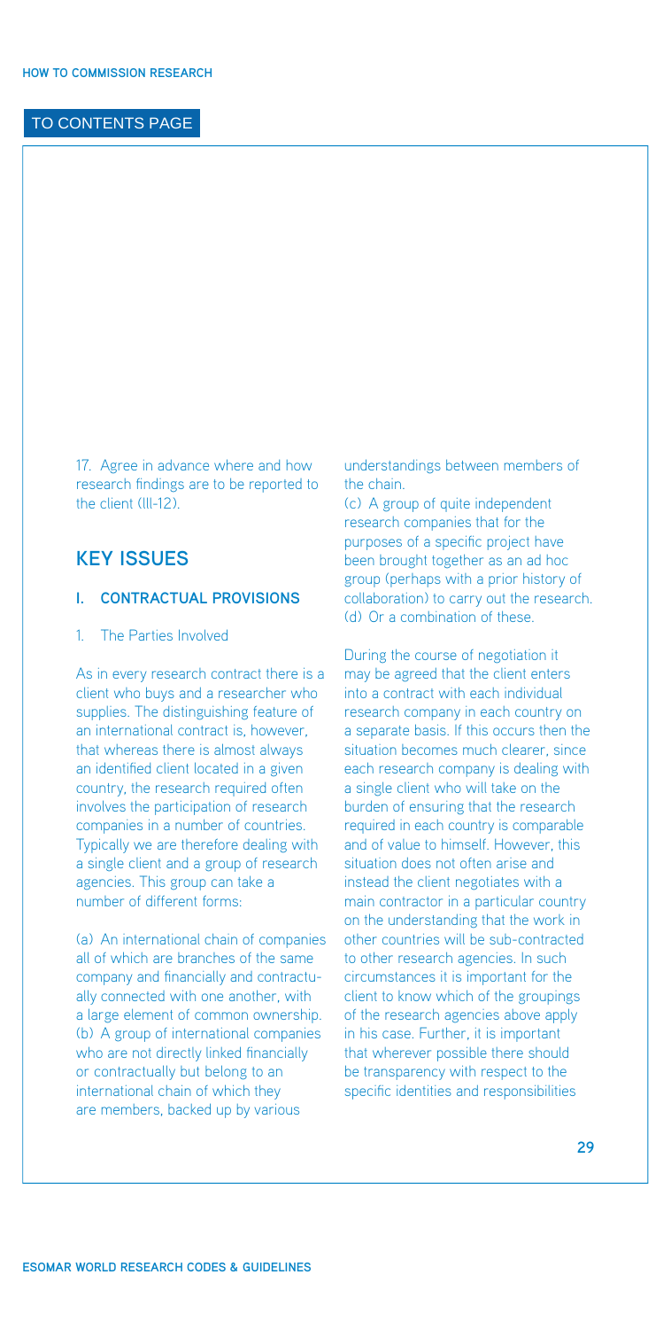17. Agree in advance where and how research findings are to be reported to the client (III-12).

## KEY ISSUES

### I. CONTRACTUAL PROVISIONS

1. The Parties Involved

As in every research contract there is a client who buys and a researcher who supplies. The distinguishing feature of an international contract is, however, that whereas there is almost always an identified client located in a given country, the research required often involves the participation of research companies in a number of countries. Typically we are therefore dealing with a single client and a group of research agencies. This group can take a number of different forms:

(a) An international chain of companies all of which are branches of the same company and financially and contractually connected with one another, with a large element of common ownership.
(b) A group of international companies who are not directly linked financially or contractually but belong to an international chain of which they are members, backed up by various understandings between members of the chain.
(c) A group of quite independent research companies that for the purposes of a specific project have been brought together as an ad hoc group (perhaps with a prior history of collaboration) to carry out the research.
(d) Or a combination of these.

During the course of negotiation it may be agreed that the client enters into a contract with each individual research company in each country on a separate basis. If this occurs then the situation becomes much clearer, since each research company is dealing with a single client who will take on the burden of ensuring that the research required in each country is comparable and of value to himself. However, this situation does not often arise and instead the client negotiates with a main contractor in a particular country on the understanding that the work in other countries will be sub-contracted to other research agencies. In such circumstances it is important for the client to know which of the groupings of the research agencies above apply in his case. Further, it is important that wherever possible there should be transparency with respect to the specific identities and responsibilities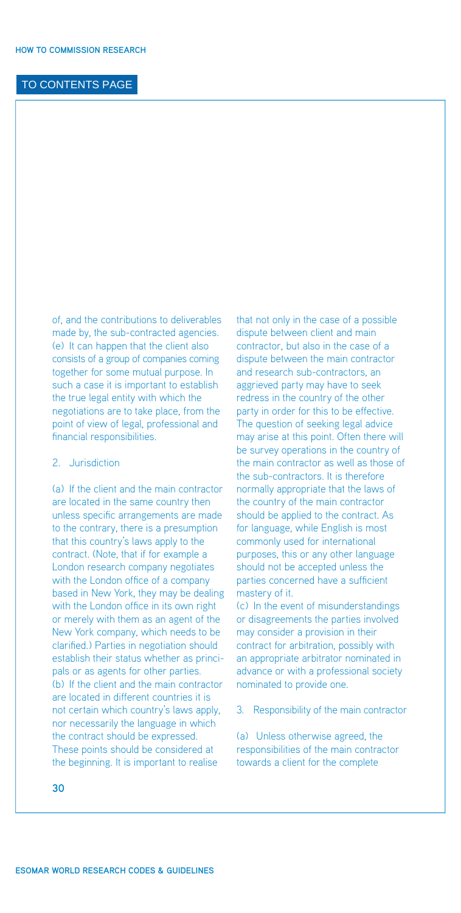of, and the contributions to deliverables made by, the sub-contracted agencies.

(e) It can happen that the client also consists of a group of companies coming together for some mutual purpose. In such a case it is important to establish the true legal entity with which the negotiations are to take place, from the point of view of legal, professional and financial responsibilities.

2. Jurisdiction

(a) If the client and the main contractor are located in the same country then unless specific arrangements are made to the contrary, there is a presumption that this country's laws apply to the contract. (Note, that if for example a London research company negotiates with the London office of a company based in New York, they may be dealing with the London office in its own right or merely with them as an agent of the New York company, which needs to be clarified.) Parties in negotiation should establish their status whether as principals or as agents for other parties.

(b) If the client and the main contractor are located in different countries it is not certain which country's laws apply, nor necessarily the language in which the contract should be expressed. These points should be considered at the beginning. It is important to realise that not only in the case of a possible dispute between client and main contractor, but also in the case of a dispute between the main contractor and research sub-contractors, an aggrieved party may have to seek redress in the country of the other party in order for this to be effective. The question of seeking legal advice may arise at this point. Often there will be survey operations in the country of the main contractor as well as those of the sub-contractors. It is therefore normally appropriate that the laws of the country of the main contractor should be applied to the contract. As for language, while English is most commonly used for international purposes, this or any other language should not be accepted unless the parties concerned have a sufficient mastery of it.

(c) In the event of misunderstandings or disagreements the parties involved may consider a provision in their contract for arbitration, possibly with an appropriate arbitrator nominated in advance or with a professional society nominated to provide one.

3. Responsibility of the main contractor

(a) Unless otherwise agreed, the responsibilities of the main contractor towards a client for the complete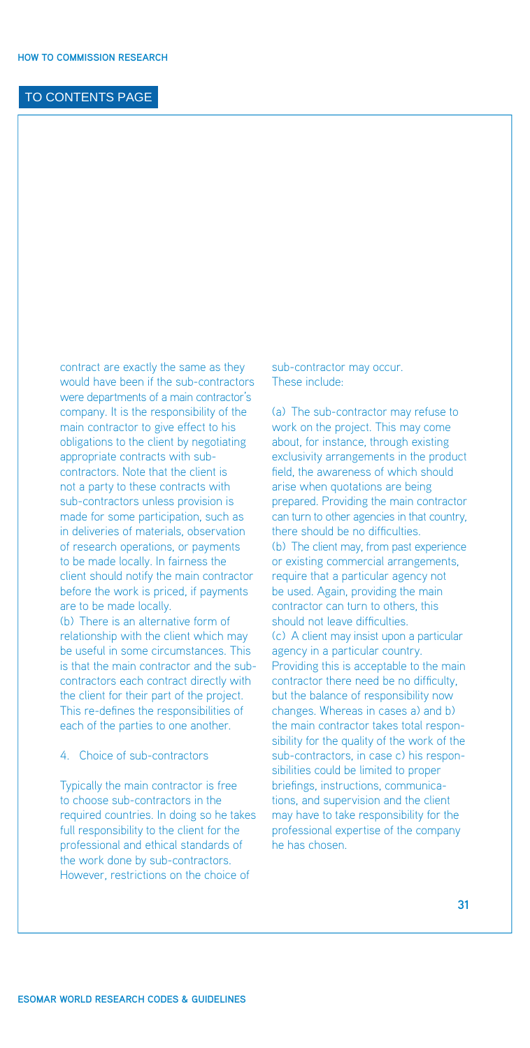contract are exactly the same as they would have been if the sub-contractors were departments of a main contractor's company. It is the responsibility of the main contractor to give effect to his obligations to the client by negotiating appropriate contracts with sub-contractors. Note that the client is not a party to these contracts with sub-contractors unless provision is made for some participation, such as in deliveries of materials, observation of research operations, or payments to be made locally. In fairness the client should notify the main contractor before the work is priced, if payments are to be made locally.

(b) There is an alternative form of relationship with the client which may be useful in some circumstances. This is that the main contractor and the sub-contractors each contract directly with the client for their part of the project. This re-defines the responsibilities of each of the parties to one another.

4. Choice of sub-contractors

Typically the main contractor is free to choose sub-contractors in the required countries. In doing so he takes full responsibility to the client for the professional and ethical standards of the work done by sub-contractors. However, restrictions on the choice of sub-contractor may occur. These include:

(a) The sub-contractor may refuse to work on the project. This may come about, for instance, through existing exclusivity arrangements in the product field, the awareness of which should arise when quotations are being prepared. Providing the main contractor can turn to other agencies in that country, there should be no difficulties.

(b) The client may, from past experience or existing commercial arrangements, require that a particular agency not be used. Again, providing the main contractor can turn to others, this should not leave difficulties.

(c) A client may insist upon a particular agency in a particular country. Providing this is acceptable to the main contractor there need be no difficulty, but the balance of responsibility now changes. Whereas in cases a) and b) the main contractor takes total responsibility for the quality of the work of the sub-contractors, in case c) his responsibilities could be limited to proper briefings, instructions, communications, and supervision and the client may have to take responsibility for the professional expertise of the company he has chosen.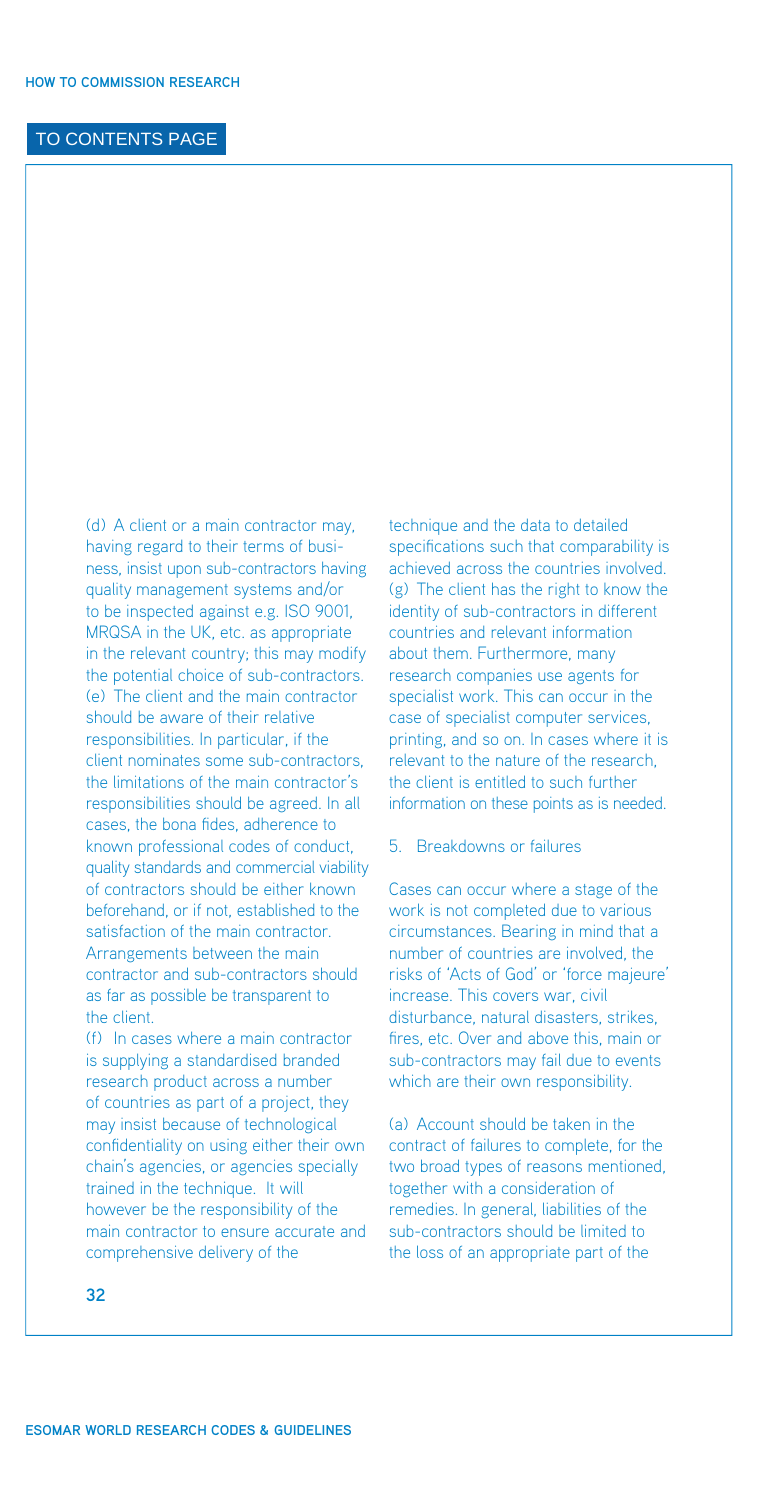(d) A client or a main contractor may, having regard to their terms of business, insist upon sub-contractors having quality management systems and/or to be inspected against e.g. ISO 9001, MRQSA in the UK, etc. as appropriate in the relevant country; this may modify the potential choice of sub-contractors.

(e) The client and the main contractor should be aware of their relative responsibilities. In particular, if the client nominates some sub-contractors, the limitations of the main contractor's responsibilities should be agreed. In all cases, the bona fides, adherence to known professional codes of conduct, quality standards and commercial viability of contractors should be either known beforehand, or if not, established to the satisfaction of the main contractor. Arrangements between the main contractor and sub-contractors should as far as possible be transparent to the client.

(f) In cases where a main contractor is supplying a standardised branded research product across a number of countries as part of a project, they may insist because of technological confidentiality on using either their own chain's agencies, or agencies specially trained in the technique. It will however be the responsibility of the main contractor to ensure accurate and comprehensive delivery of the technique and the data to detailed specifications such that comparability is achieved across the countries involved.

(g) The client has the right to know the identity of sub-contractors in different countries and relevant information about them. Furthermore, many research companies use agents for specialist work. This can occur in the case of specialist computer services, printing, and so on. In cases where it is relevant to the nature of the research, the client is entitled to such further information on these points as is needed.

5. Breakdowns or failures

Cases can occur where a stage of the work is not completed due to various circumstances. Bearing in mind that a number of countries are involved, the risks of 'Acts of God' or 'force majeure' increase. This covers war, civil disturbance, natural disasters, strikes, fires, etc. Over and above this, main or sub-contractors may fail due to events which are their own responsibility.

(a) Account should be taken in the contract of failures to complete, for the two broad types of reasons mentioned, together with a consideration of remedies. In general, liabilities of the sub-contractors should be limited to the loss of an appropriate part of the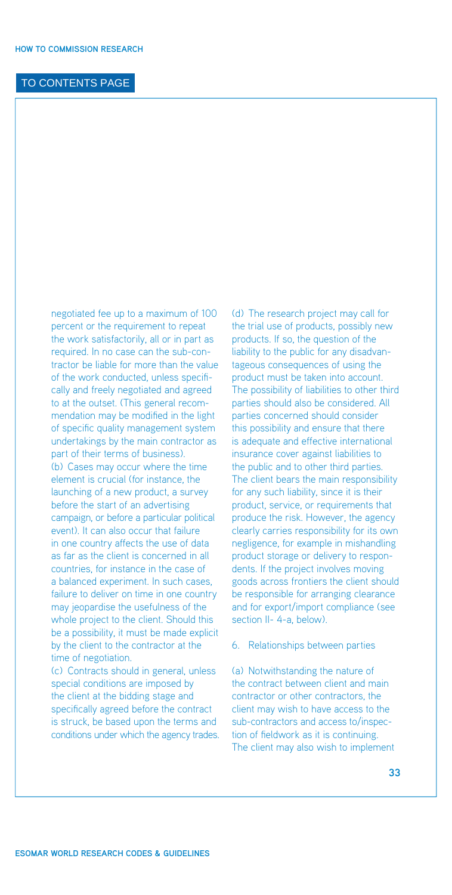negotiated fee up to a maximum of 100 percent or the requirement to repeat the work satisfactorily, all or in part as required. In no case can the sub-contractor be liable for more than the value of the work conducted, unless specifically negotiated and freely agreed to at the outset. (This general recommendation may be modified in the light of specific quality management system undertakings by the main contractor as part of their terms of business).

(b) Cases may occur where the time element is crucial (for instance, the launching of a new product, a survey before the start of an advertising campaign, or before a particular political event). It can also occur that failure in one country affects the use of data as far as the client is concerned in all countries, for instance in the case of a balanced experiment. In such cases, failure to deliver on time in one country may jeopardise the usefulness of the whole project to the client. Should this be a possibility, it must be made explicit by the client to the contractor at the time of negotiation.

(c) Contracts should in general, unless special conditions are imposed by the client at the bidding stage and specifically agreed before the contract is struck, be based upon the terms and conditions under which the agency trades.

(d) The research project may call for the trial use of products, possibly new products. If so, the question of the liability to the public for any disadvantageous consequences of using the product must be taken into account. The possibility of liabilities to other third parties should also be considered. All parties concerned should consider this possibility and ensure that there is adequate and effective international insurance cover against liabilities to the public and to other third parties. The client bears the main responsibility for any such liability, since it is their product, service, or requirements that produce the risk. However, the agency clearly carries responsibility for its own negligence, for example in mishandling product storage or delivery to respondents. If the project involves moving goods across frontiers the client should be responsible for arranging clearance and for export/import compliance (see section II- 4-a, below).

6. Relationships between parties

(a) Notwithstanding the nature of the contract between client and main contractor or other contractors, the client may wish to have access to the sub-contractors and access to/inspection of fieldwork as it is continuing. The client may also wish to implement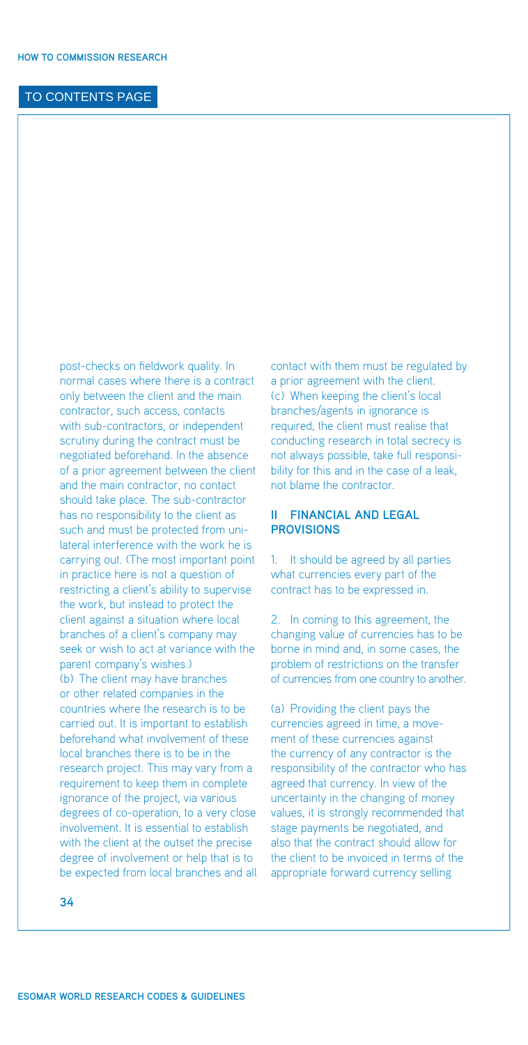post-checks on fieldwork quality. In normal cases where there is a contract only between the client and the main contractor, such access, contacts with sub-contractors, or independent scrutiny during the contract must be negotiated beforehand. In the absence of a prior agreement between the client and the main contractor, no contact should take place. The sub-contractor has no responsibility to the client as such and must be protected from unilateral interference with the work he is carrying out. (The most important point in practice here is not a question of restricting a client's ability to supervise the work, but instead to protect the client against a situation where local branches of a client's company may seek or wish to act at variance with the parent company's wishes.)

(b) The client may have branches or other related companies in the countries where the research is to be carried out. It is important to establish beforehand what involvement of these local branches there is to be in the research project. This may vary from a requirement to keep them in complete ignorance of the project, via various degrees of co-operation, to a very close involvement. It is essential to establish with the client at the outset the precise degree of involvement or help that is to be expected from local branches and all contact with them must be regulated by a prior agreement with the client.

(c) When keeping the client's local branches/agents in ignorance is required, the client must realise that conducting research in total secrecy is not always possible, take full responsibility for this and in the case of a leak, not blame the contractor.

## II FINANCIAL AND LEGAL PROVISIONS

1. It should be agreed by all parties what currencies every part of the contract has to be expressed in.

2. In coming to this agreement, the changing value of currencies has to be borne in mind and, in some cases, the problem of restrictions on the transfer of currencies from one country to another.

(a) Providing the client pays the currencies agreed in time, a movement of these currencies against the currency of any contractor is the responsibility of the contractor who has agreed that currency. In view of the uncertainty in the changing of money values, it is strongly recommended that stage payments be negotiated, and also that the contract should allow for the client to be invoiced in terms of the appropriate forward currency selling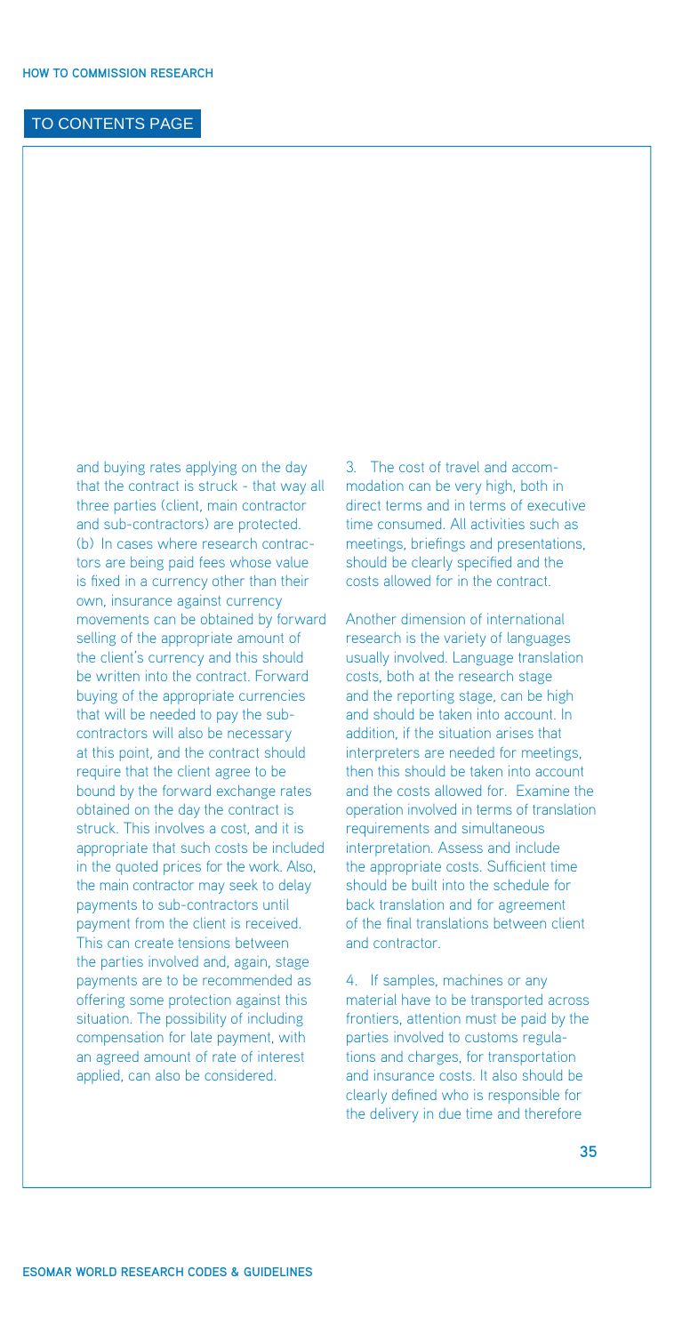and buying rates applying on the day that the contract is struck - that way all three parties (client, main contractor and sub-contractors) are protected.
(b) In cases where research contractors are being paid fees whose value is fixed in a currency other than their own, insurance against currency movements can be obtained by forward selling of the appropriate amount of the client's currency and this should be written into the contract. Forward buying of the appropriate currencies that will be needed to pay the sub-contractors will also be necessary at this point, and the contract should require that the client agree to be bound by the forward exchange rates obtained on the day the contract is struck. This involves a cost, and it is appropriate that such costs be included in the quoted prices for the work. Also, the main contractor may seek to delay payments to sub-contractors until payment from the client is received. This can create tensions between the parties involved and, again, stage payments are to be recommended as offering some protection against this situation. The possibility of including compensation for late payment, with an agreed amount of rate of interest applied, can also be considered.

3. The cost of travel and accommodation can be very high, both in direct terms and in terms of executive time consumed. All activities such as meetings, briefings and presentations, should be clearly specified and the costs allowed for in the contract.

Another dimension of international research is the variety of languages usually involved. Language translation costs, both at the research stage and the reporting stage, can be high and should be taken into account. In addition, if the situation arises that interpreters are needed for meetings, then this should be taken into account and the costs allowed for. Examine the operation involved in terms of translation requirements and simultaneous interpretation. Assess and include the appropriate costs. Sufficient time should be built into the schedule for back translation and for agreement of the final translations between client and contractor.

4. If samples, machines or any material have to be transported across frontiers, attention must be paid by the parties involved to customs regulations and charges, for transportation and insurance costs. It also should be clearly defined who is responsible for the delivery in due time and therefore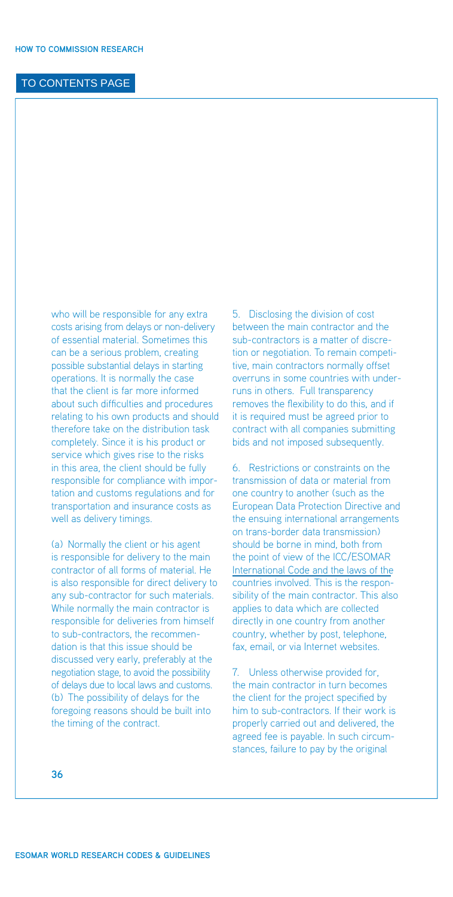who will be responsible for any extra costs arising from delays or non-delivery of essential material. Sometimes this can be a serious problem, creating possible substantial delays in starting operations. It is normally the case that the client is far more informed about such difficulties and procedures relating to his own products and should therefore take on the distribution task completely. Since it is his product or service which gives rise to the risks in this area, the client should be fully responsible for compliance with importation and customs regulations and for transportation and insurance costs as well as delivery timings.

(a) Normally the client or his agent is responsible for delivery to the main contractor of all forms of material. He is also responsible for direct delivery to any sub-contractor for such materials. While normally the main contractor is responsible for deliveries from himself to sub-contractors, the recommendation is that this issue should be discussed very early, preferably at the negotiation stage, to avoid the possibility of delays due to local laws and customs.
(b) The possibility of delays for the foregoing reasons should be built into the timing of the contract.

5. Disclosing the division of cost between the main contractor and the sub-contractors is a matter of discretion or negotiation. To remain competitive, main contractors normally offset overruns in some countries with underruns in others. Full transparency removes the flexibility to do this, and if it is required must be agreed prior to contract with all companies submitting bids and not imposed subsequently.

6. Restrictions or constraints on the transmission of data or material from one country to another (such as the European Data Protection Directive and the ensuing international arrangements on trans-border data transmission) should be borne in mind, both from the point of view of the ICC/ESOMAR International Code and the laws of the countries involved. This is the responsibility of the main contractor. This also applies to data which are collected directly in one country from another country, whether by post, telephone, fax, email, or via Internet websites.

7. Unless otherwise provided for, the main contractor in turn becomes the client for the project specified by him to sub-contractors. If their work is properly carried out and delivered, the agreed fee is payable. In such circumstances, failure to pay by the original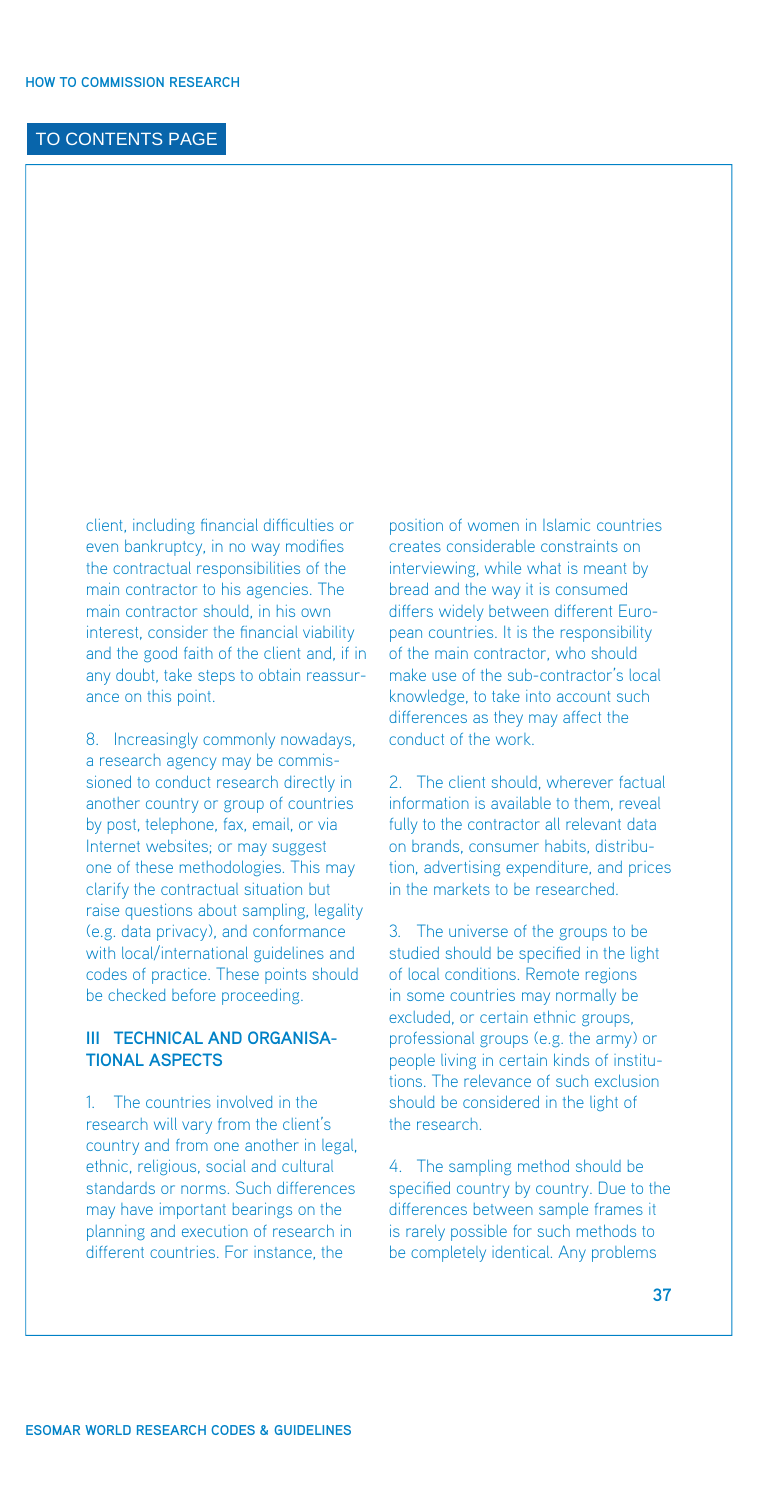client, including financial difficulties or even bankruptcy, in no way modifies the contractual responsibilities of the main contractor to his agencies. The main contractor should, in his own interest, consider the financial viability and the good faith of the client and, if in any doubt, take steps to obtain reassurance on this point.

8. Increasingly commonly nowadays, a research agency may be commissioned to conduct research directly in another country or group of countries by post, telephone, fax, email, or via Internet websites; or may suggest one of these methodologies. This may clarify the contractual situation but raise questions about sampling, legality (e.g. data privacy), and conformance with local/international guidelines and codes of practice. These points should be checked before proceeding.

## III TECHNICAL AND ORGANISATIONAL ASPECTS

1. The countries involved in the research will vary from the client's country and from one another in legal, ethnic, religious, social and cultural standards or norms. Such differences may have important bearings on the planning and execution of research in different countries. For instance, the position of women in Islamic countries creates considerable constraints on interviewing, while what is meant by bread and the way it is consumed differs widely between different European countries. It is the responsibility of the main contractor, who should make use of the sub-contractor's local knowledge, to take into account such differences as they may affect the conduct of the work.

2. The client should, wherever factual information is available to them, reveal fully to the contractor all relevant data on brands, consumer habits, distribution, advertising expenditure, and prices in the markets to be researched.

3. The universe of the groups to be studied should be specified in the light of local conditions. Remote regions in some countries may normally be excluded, or certain ethnic groups, professional groups (e.g. the army) or people living in certain kinds of institutions. The relevance of such exclusion should be considered in the light of the research.

4. The sampling method should be specified country by country. Due to the differences between sample frames it is rarely possible for such methods to be completely identical. Any problems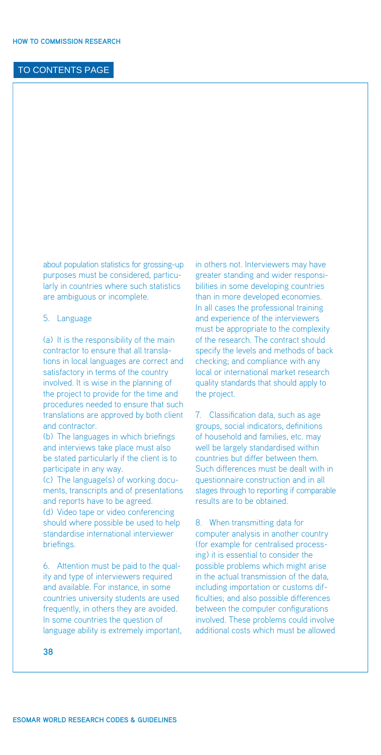about population statistics for grossing-up purposes must be considered, particularly in countries where such statistics are ambiguous or incomplete.

5. Language

(a) It is the responsibility of the main contractor to ensure that all translations in local languages are correct and satisfactory in terms of the country involved. It is wise in the planning of the project to provide for the time and procedures needed to ensure that such translations are approved by both client and contractor.
(b) The languages in which briefings and interviews take place must also be stated particularly if the client is to participate in any way.
(c) The language(s) of working documents, transcripts and of presentations and reports have to be agreed.
(d) Video tape or video conferencing should where possible be used to help standardise international interviewer briefings.

6. Attention must be paid to the quality and type of interviewers required and available. For instance, in some countries university students are used frequently, in others they are avoided. In some countries the question of language ability is extremely important, in others not. Interviewers may have greater standing and wider responsibilities in some developing countries than in more developed economies. In all cases the professional training and experience of the interviewers must be appropriate to the complexity of the research. The contract should specify the levels and methods of back checking; and compliance with any local or international market research quality standards that should apply to the project.

7. Classification data, such as age groups, social indicators, definitions of household and families, etc. may well be largely standardised within countries but differ between them. Such differences must be dealt with in questionnaire construction and in all stages through to reporting if comparable results are to be obtained.

8. When transmitting data for computer analysis in another country (for example for centralised processing) it is essential to consider the possible problems which might arise in the actual transmission of the data, including importation or customs difficulties; and also possible differences between the computer configurations involved. These problems could involve additional costs which must be allowed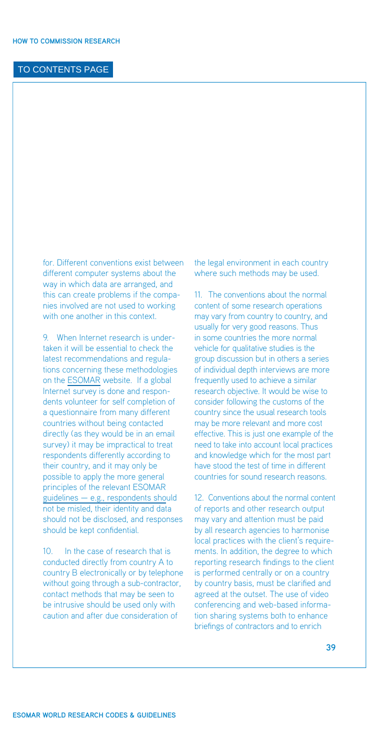for. Different conventions exist between different computer systems about the way in which data are arranged, and this can create problems if the companies involved are not used to working with one another in this context.

9. When Internet research is undertaken it will be essential to check the latest recommendations and regulations concerning these methodologies on the ESOMAR website. If a global Internet survey is done and respondents volunteer for self completion of a questionnaire from many different countries without being contacted directly (as they would be in an email survey) it may be impractical to treat respondents differently according to their country, and it may only be possible to apply the more general principles of the relevant ESOMAR guidelines — e.g., respondents should not be misled, their identity and data should not be disclosed, and responses should be kept confidential.

10. In the case of research that is conducted directly from country A to country B electronically or by telephone without going through a sub-contractor, contact methods that may be seen to be intrusive should be used only with caution and after due consideration of the legal environment in each country where such methods may be used.

11. The conventions about the normal content of some research operations may vary from country to country, and usually for very good reasons. Thus in some countries the more normal vehicle for qualitative studies is the group discussion but in others a series of individual depth interviews are more frequently used to achieve a similar research objective. It would be wise to consider following the customs of the country since the usual research tools may be more relevant and more cost effective. This is just one example of the need to take into account local practices and knowledge which for the most part have stood the test of time in different countries for sound research reasons.

12. Conventions about the normal content of reports and other research output may vary and attention must be paid by all research agencies to harmonise local practices with the client's requirements. In addition, the degree to which reporting research findings to the client is performed centrally or on a country by country basis, must be clarified and agreed at the outset. The use of video conferencing and web-based information sharing systems both to enhance briefings of contractors and to enrich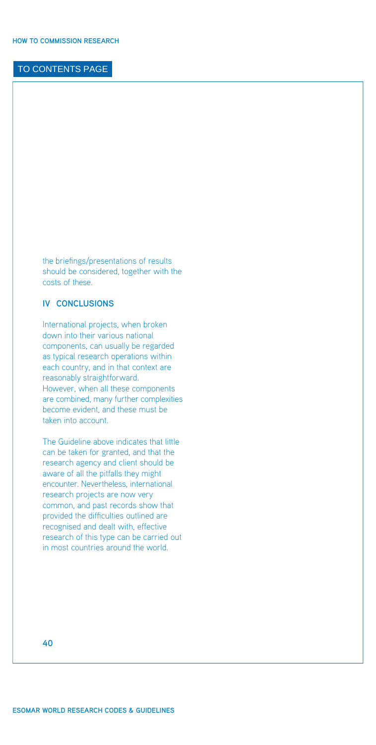the briefings/presentations of results should be considered, together with the costs of these.

## IV CONCLUSIONS

International projects, when broken down into their various national components, can usually be regarded as typical research operations within each country, and in that context are reasonably straightforward. However, when all these components are combined, many further complexities become evident, and these must be taken into account.

The Guideline above indicates that little can be taken for granted, and that the research agency and client should be aware of all the pitfalls they might encounter. Nevertheless, international research projects are now very common, and past records show that provided the difficulties outlined are recognised and dealt with, effective research of this type can be carried out in most countries around the world.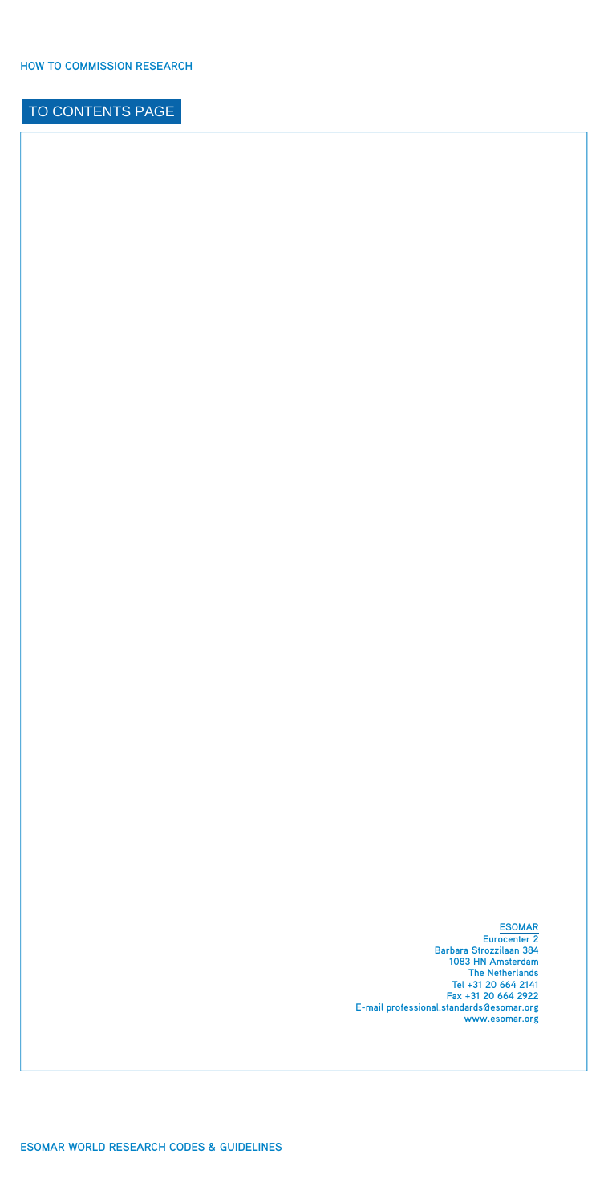ESOMAR
Eurocenter 2
Barbara Strozzilaan 384
1083 HN Amsterdam
The Netherlands
Tel +31 20 664 2141
Fax +31 20 664 2922
E-mail professional.standards@esomar.org
www.esomar.org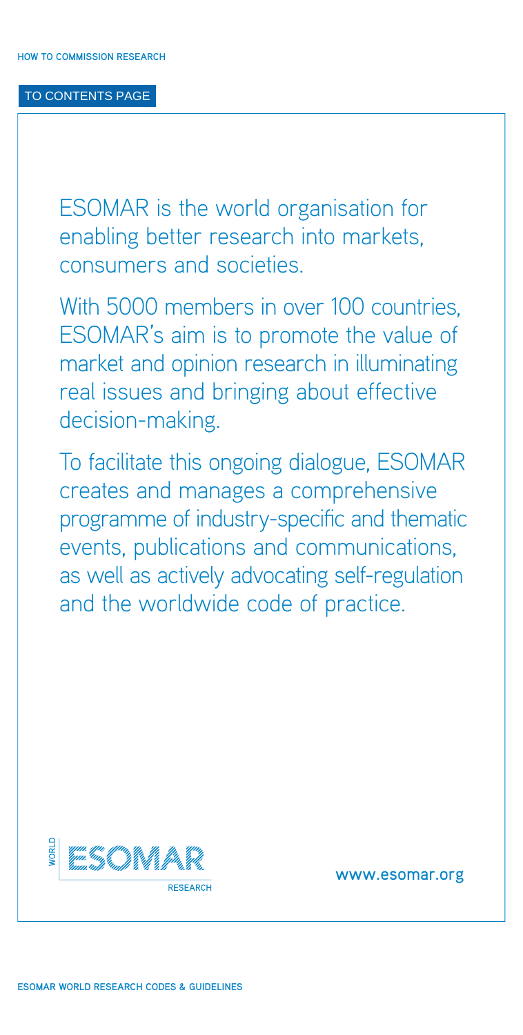ESOMAR is the world organisation for enabling better research into markets, consumers and societies.

With 5000 members in over 100 countries, ESOMAR's aim is to promote the value of market and opinion research in illuminating real issues and bringing about effective decision-making.

To facilitate this ongoing dialogue, ESOMAR creates and manages a comprehensive programme of industry-specific and thematic events, publications and communications, as well as actively advocating self-regulation and the worldwide code of practice.

WORLD ESOMAR RESEARCH

www.esomar.org